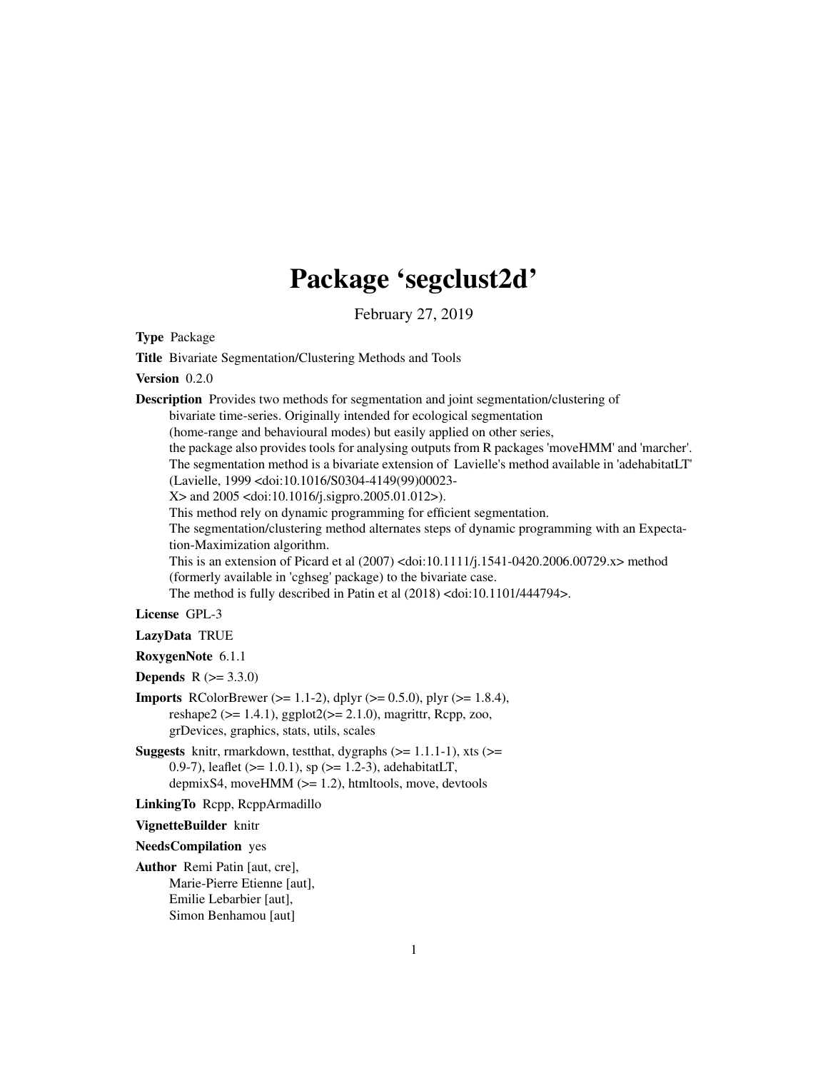# Package 'segclust2d'

February 27, 2019

**Type** Package

**Title** Bivariate Segmentation/Clustering Methods and Tools

**Version** 0.2.0

**Description** Provides two methods for segmentation and joint segmentation/clustering of bivariate time-series. Originally intended for ecological segmentation (home-range and behavioural modes) but easily applied on other series, the package also provides tools for analysing outputs from R packages 'moveHMM' and 'marcher'. The segmentation method is a bivariate extension of Lavielle's method available in 'adehabitatLT' (Lavielle, 1999 <doi:10.1016/S0304-4149(99)00023-X> and 2005 <doi:10.1016/j.sigpro.2005.01.012>). This method rely on dynamic programming for efficient segmentation. The segmentation/clustering method alternates steps of dynamic programming with an Expectation-Maximization algorithm. This is an extension of Picard et al (2007) <doi:10.1111/j.1541-0420.2006.00729.x> method (formerly available in 'cghseg' package) to the bivariate case. The method is fully described in Patin et al (2018) <doi:10.1101/444794>.

**License** GPL-3

**LazyData** TRUE

**RoxygenNote** 6.1.1

**Depends** R (>= 3.3.0)

**Imports** RColorBrewer (>= 1.1-2), dplyr (>= 0.5.0), plyr (>= 1.8.4), reshape2 (>= 1.4.1), ggplot2(>= 2.1.0), magrittr, Rcpp, zoo, grDevices, graphics, stats, utils, scales

**Suggests** knitr, rmarkdown, testthat, dygraphs (>= 1.1.1-1), xts (>= 0.9-7), leaflet (>= 1.0.1), sp (>= 1.2-3), adehabitatLT, depmixS4, moveHMM (>= 1.2), htmltools, move, devtools

**LinkingTo** Rcpp, RcppArmadillo

**VignetteBuilder** knitr

**NeedsCompilation** yes

**Author** Remi Patin [aut, cre],
Marie-Pierre Etienne [aut],
Emilie Lebarbier [aut],
Simon Benhamou [aut]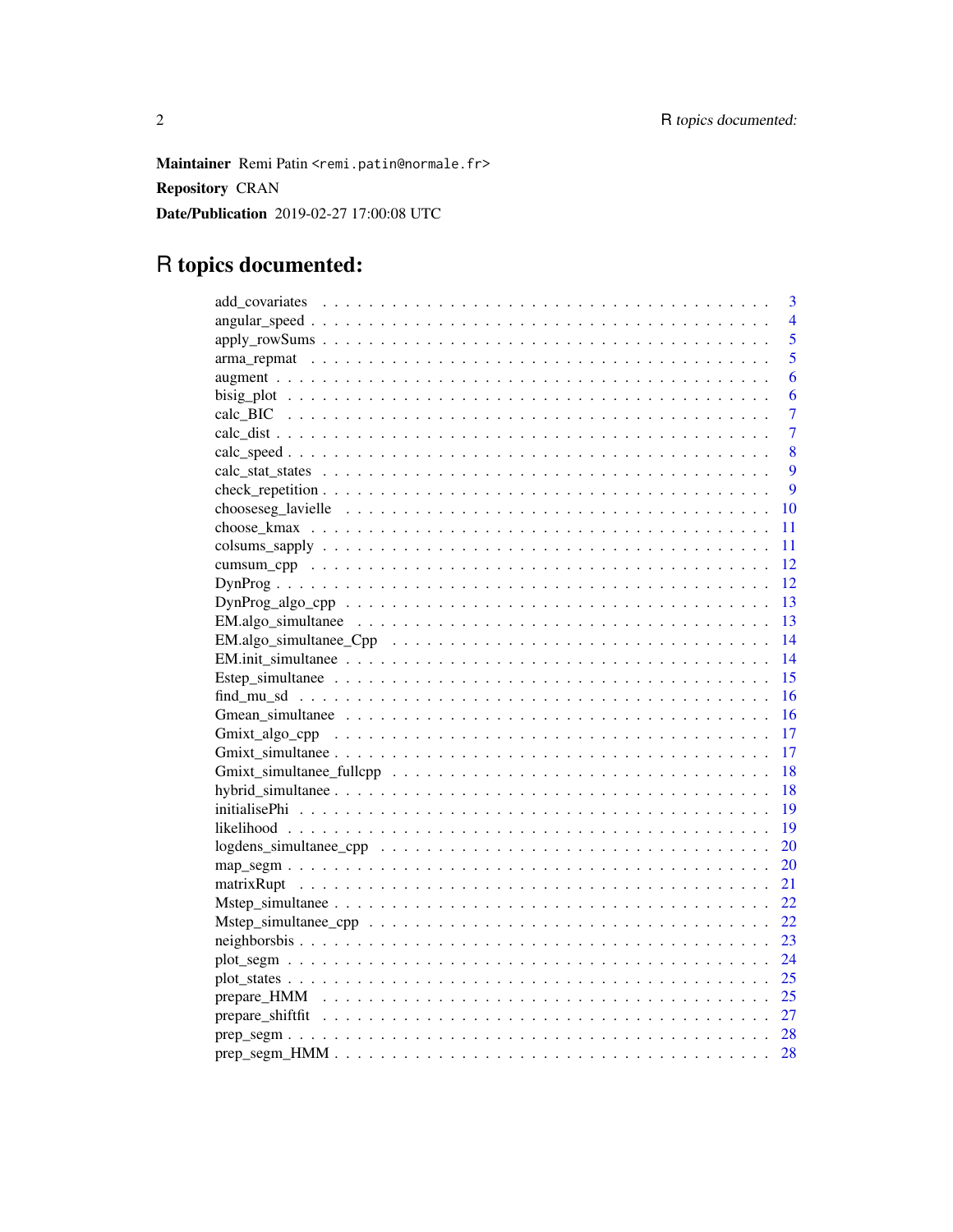**Maintainer** Remi Patin <remi.patin@normale.fr>

**Repository** CRAN

**Date/Publication** 2019-02-27 17:00:08 UTC

# R topics documented:

| | |
|---|---|
| add_covariates | 3 |
| angular_speed | 4 |
| apply_rowSums | 5 |
| arma_repmat | 5 |
| augment | 6 |
| bisig_plot | 6 |
| calc_BIC | 7 |
| calc_dist | 7 |
| calc_speed | 8 |
| calc_stat_states | 9 |
| check_repetition | 9 |
| chooseseg_lavielle | 10 |
| choose_kmax | 11 |
| colsums_sapply | 11 |
| cumsum_cpp | 12 |
| DynProg | 12 |
| DynProg_algo_cpp | 13 |
| EM.algo_simultanee | 13 |
| EM.algo_simultanee_Cpp | 14 |
| EM.init_simultanee | 14 |
| Estep_simultanee | 15 |
| find_mu_sd | 16 |
| Gmean_simultanee | 16 |
| Gmixt_algo_cpp | 17 |
| Gmixt_simultanee | 17 |
| Gmixt_simultanee_fullcpp | 18 |
| hybrid_simultanee | 18 |
| initialisePhi | 19 |
| likelihood | 19 |
| logdens_simultanee_cpp | 20 |
| map_segm | 20 |
| matrixRupt | 21 |
| Mstep_simultanee | 22 |
| Mstep_simultanee_cpp | 22 |
| neighborsbis | 23 |
| plot_segm | 24 |
| plot_states | 25 |
| prepare_HMM | 25 |
| prepare_shiftfit | 27 |
| prep_segm | 28 |
| prep_segm_HMM | 28 |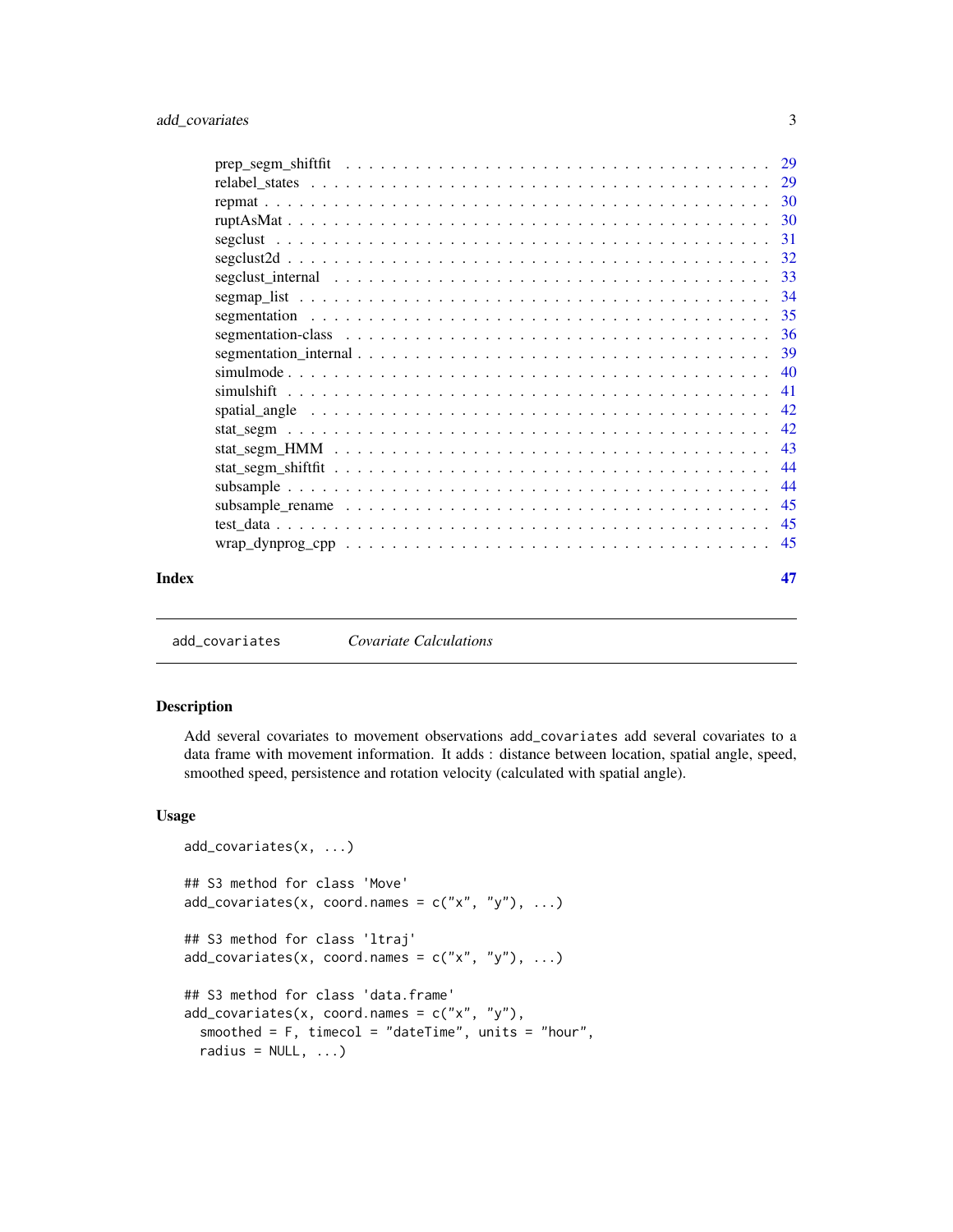prep_segm_shiftfit . . . . . . . . . . . . . . . . . . . . . . . . . . . . . . . . . 29
relabel_states . . . . . . . . . . . . . . . . . . . . . . . . . . . . . . . . . . . 29
repmat . . . . . . . . . . . . . . . . . . . . . . . . . . . . . . . . . . . . . . . 30
ruptAsMat . . . . . . . . . . . . . . . . . . . . . . . . . . . . . . . . . . . . . 30
segclust . . . . . . . . . . . . . . . . . . . . . . . . . . . . . . . . . . . . . . 31
segclust2d . . . . . . . . . . . . . . . . . . . . . . . . . . . . . . . . . . . . . 32
segclust_internal . . . . . . . . . . . . . . . . . . . . . . . . . . . . . . . . . 33
segmap_list . . . . . . . . . . . . . . . . . . . . . . . . . . . . . . . . . . . . 34
segmentation . . . . . . . . . . . . . . . . . . . . . . . . . . . . . . . . . . . 35
segmentation-class . . . . . . . . . . . . . . . . . . . . . . . . . . . . . . . . 36
segmentation_internal . . . . . . . . . . . . . . . . . . . . . . . . . . . . . . 39
simulmode . . . . . . . . . . . . . . . . . . . . . . . . . . . . . . . . . . . . . 40
simulshift . . . . . . . . . . . . . . . . . . . . . . . . . . . . . . . . . . . . . 41
spatial_angle . . . . . . . . . . . . . . . . . . . . . . . . . . . . . . . . . . . 42
stat_segm . . . . . . . . . . . . . . . . . . . . . . . . . . . . . . . . . . . . . 42
stat_segm_HMM . . . . . . . . . . . . . . . . . . . . . . . . . . . . . . . . . . 43
stat_segm_shiftfit . . . . . . . . . . . . . . . . . . . . . . . . . . . . . . . . 44
subsample . . . . . . . . . . . . . . . . . . . . . . . . . . . . . . . . . . . . . 44
subsample_rename . . . . . . . . . . . . . . . . . . . . . . . . . . . . . . . . . 45
test_data . . . . . . . . . . . . . . . . . . . . . . . . . . . . . . . . . . . . . 45
wrap_dynprog_cpp . . . . . . . . . . . . . . . . . . . . . . . . . . . . . . . . . 45

**Index** **47**

---

`add_covariates` *Covariate Calculations*

---

## Description

Add several covariates to movement observations `add_covariates` add several covariates to a data frame with movement information. It adds : distance between location, spatial angle, speed, smoothed speed, persistence and rotation velocity (calculated with spatial angle).

## Usage

```
add_covariates(x, ...)

## S3 method for class 'Move'
add_covariates(x, coord.names = c("x", "y"), ...)

## S3 method for class 'ltraj'
add_covariates(x, coord.names = c("x", "y"), ...)

## S3 method for class 'data.frame'
add_covariates(x, coord.names = c("x", "y"),
  smoothed = F, timecol = "dateTime", units = "hour",
  radius = NULL, ...)
```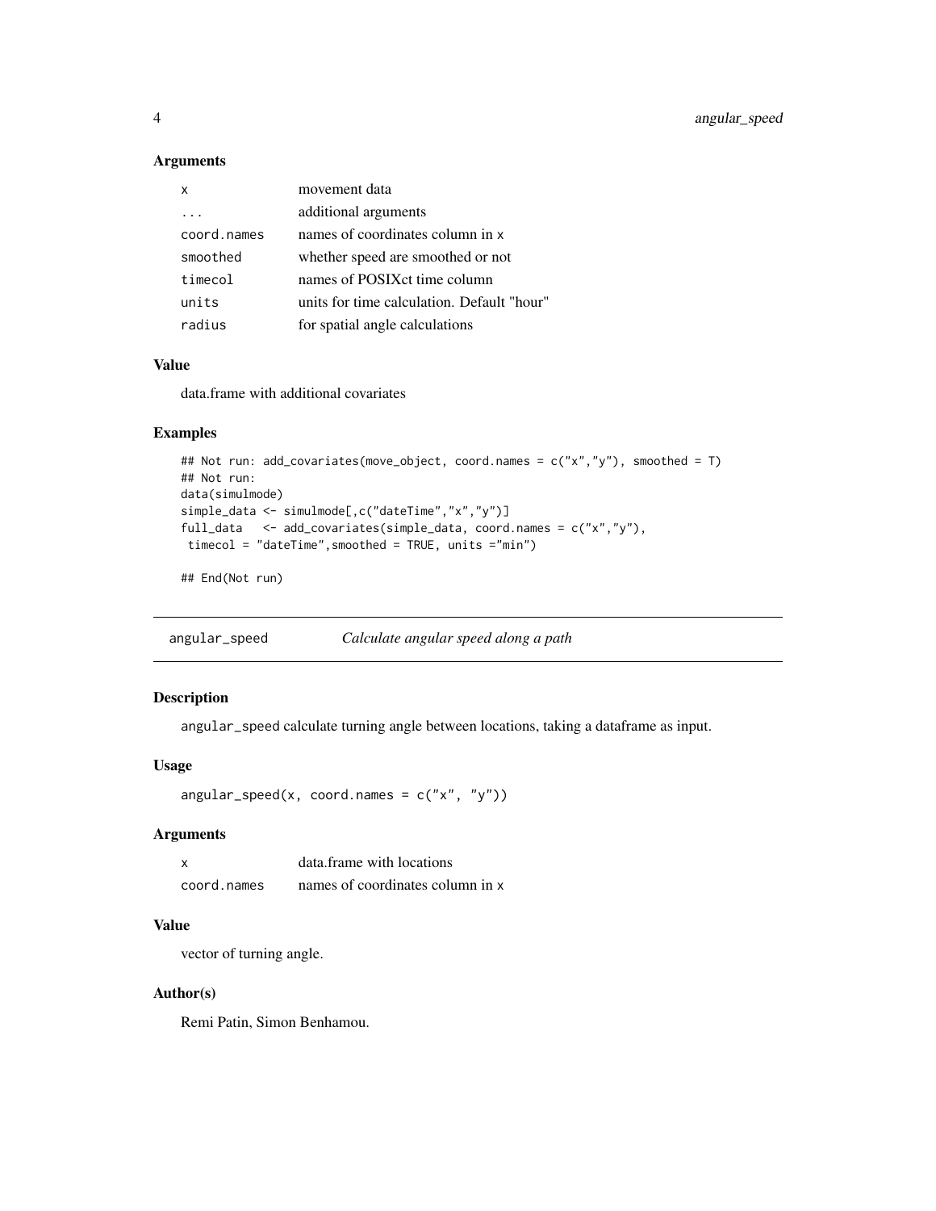### Arguments

| | |
|---|---|
| x | movement data |
| ... | additional arguments |
| coord.names | names of coordinates column in x |
| smoothed | whether speed are smoothed or not |
| timecol | names of POSIXct time column |
| units | units for time calculation. Default "hour" |
| radius | for spatial angle calculations |

### Value

data.frame with additional covariates

### Examples

```
## Not run: add_covariates(move_object, coord.names = c("x","y"), smoothed = T)
## Not run:
data(simulmode)
simple_data <- simulmode[,c("dateTime","x","y")]
full_data   <- add_covariates(simple_data, coord.names = c("x","y"),
 timecol = "dateTime",smoothed = TRUE, units ="min")

## End(Not run)
```

---

## angular_speed    *Calculate angular speed along a path*

---

### Description

angular_speed calculate turning angle between locations, taking a dataframe as input.

### Usage

```
angular_speed(x, coord.names = c("x", "y"))
```

### Arguments

| | |
|---|---|
| x | data.frame with locations |
| coord.names | names of coordinates column in x |

### Value

vector of turning angle.

### Author(s)

Remi Patin, Simon Benhamou.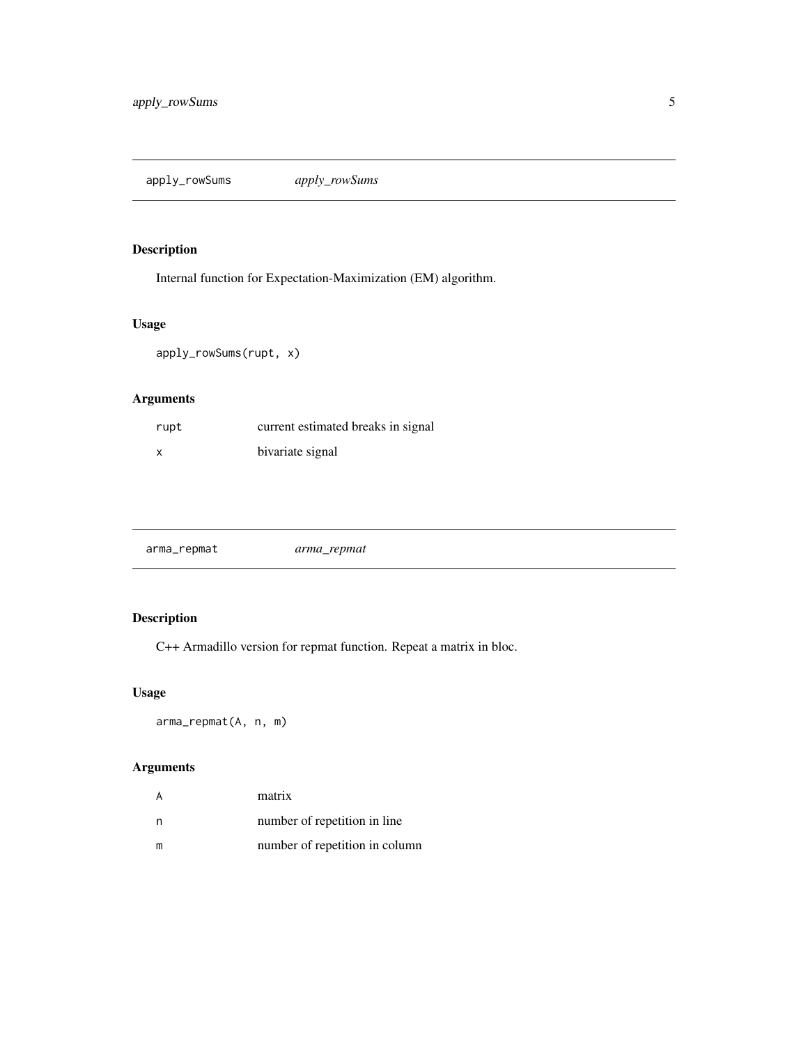## apply_rowSums *apply_rowSums*

### Description

Internal function for Expectation-Maximization (EM) algorithm.

### Usage

```
apply_rowSums(rupt, x)
```

### Arguments

| | |
|---|---|
| rupt | current estimated breaks in signal |
| x | bivariate signal |

## arma_repmat *arma_repmat*

### Description

C++ Armadillo version for repmat function. Repeat a matrix in bloc.

### Usage

```
arma_repmat(A, n, m)
```

### Arguments

| | |
|---|---|
| A | matrix |
| n | number of repetition in line |
| m | number of repetition in column |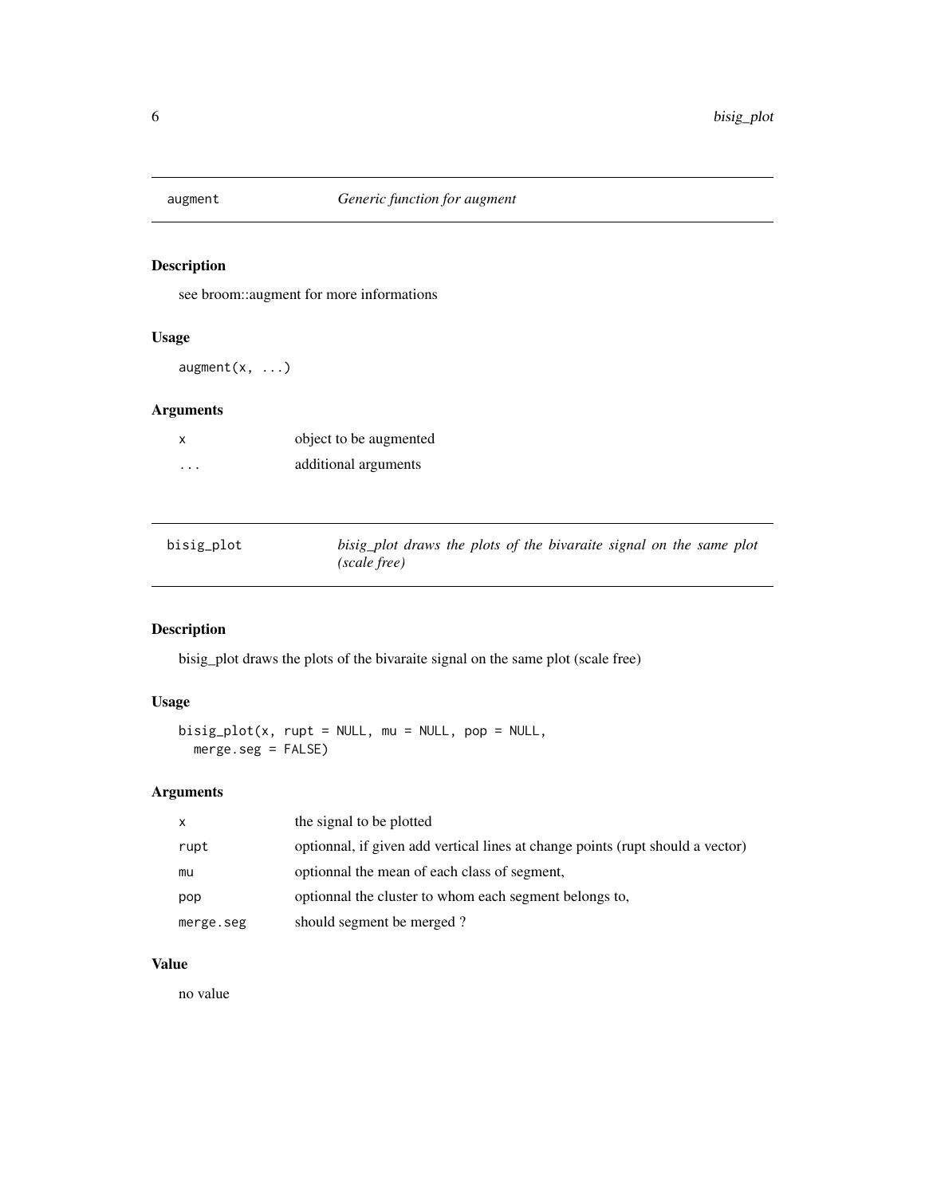## augment — *Generic function for augment*

### Description

see broom::augment for more informations

### Usage

```
augment(x, ...)
```

### Arguments

| | |
|---|---|
| x | object to be augmented |
| ... | additional arguments |

## bisig_plot — *bisig_plot draws the plots of the bivaraite signal on the same plot (scale free)*

### Description

bisig_plot draws the plots of the bivaraite signal on the same plot (scale free)

### Usage

```
bisig_plot(x, rupt = NULL, mu = NULL, pop = NULL,
  merge.seg = FALSE)
```

### Arguments

| | |
|---|---|
| x | the signal to be plotted |
| rupt | optionnal, if given add vertical lines at change points (rupt should a vector) |
| mu | optionnal the mean of each class of segment, |
| pop | optionnal the cluster to whom each segment belongs to, |
| merge.seg | should segment be merged ? |

### Value

no value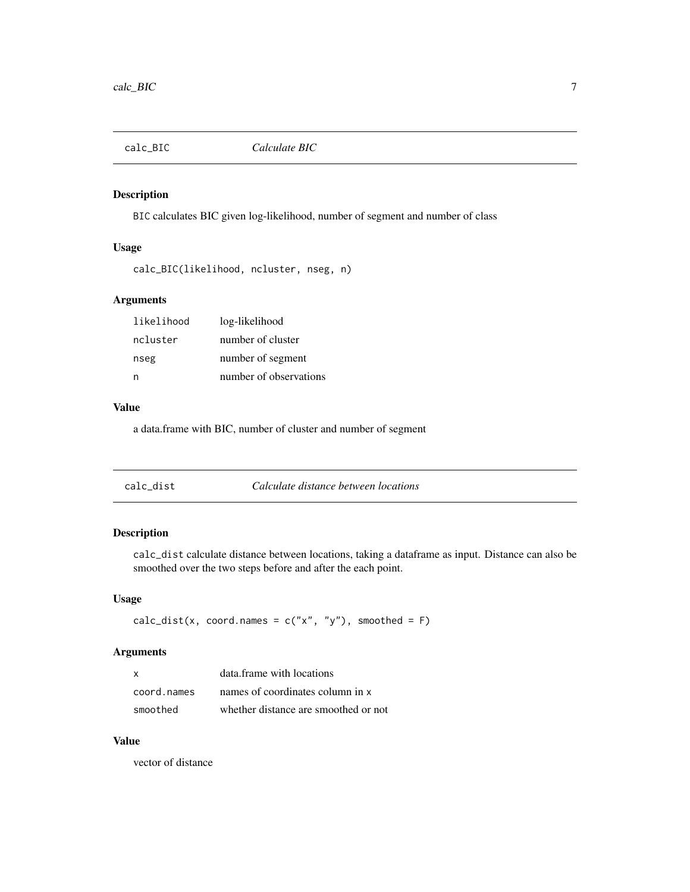## calc_BIC *Calculate BIC*

### Description

`BIC` calculates BIC given log-likelihood, number of segment and number of class

### Usage

```
calc_BIC(likelihood, ncluster, nseg, n)
```

### Arguments

| | |
|---|---|
| `likelihood` | log-likelihood |
| `ncluster` | number of cluster |
| `nseg` | number of segment |
| `n` | number of observations |

### Value

a data.frame with BIC, number of cluster and number of segment

## calc_dist *Calculate distance between locations*

### Description

`calc_dist` calculate distance between locations, taking a dataframe as input. Distance can also be smoothed over the two steps before and after the each point.

### Usage

```
calc_dist(x, coord.names = c("x", "y"), smoothed = F)
```

### Arguments

| | |
|---|---|
| `x` | data.frame with locations |
| `coord.names` | names of coordinates column in `x` |
| `smoothed` | whether distance are smoothed or not |

### Value

vector of distance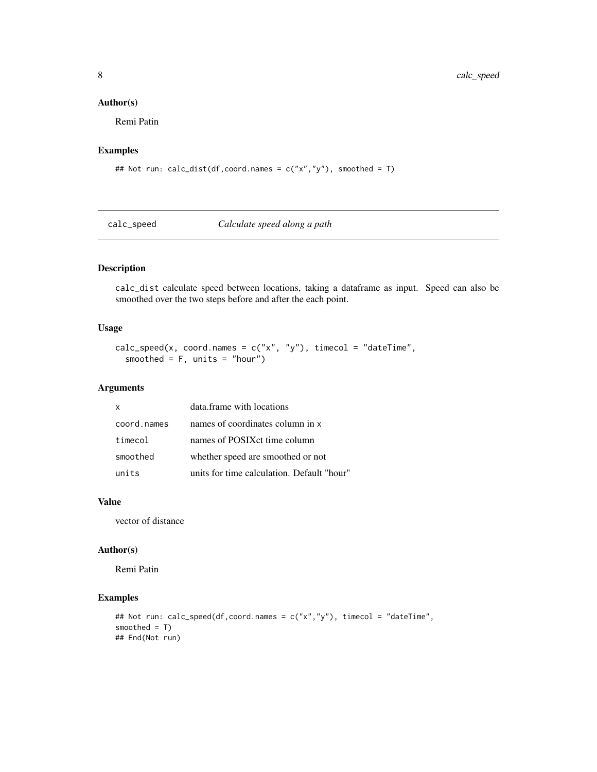### Author(s)

Remi Patin

### Examples

```
## Not run: calc_dist(df,coord.names = c("x","y"), smoothed = T)
```

---

## calc_speed *Calculate speed along a path*

---

### Description

`calc_dist` calculate speed between locations, taking a dataframe as input. Speed can also be smoothed over the two steps before and after the each point.

### Usage

```
calc_speed(x, coord.names = c("x", "y"), timecol = "dateTime",
  smoothed = F, units = "hour")
```

### Arguments

| | |
|---|---|
| `x` | data.frame with locations |
| `coord.names` | names of coordinates column in `x` |
| `timecol` | names of POSIXct time column |
| `smoothed` | whether speed are smoothed or not |
| `units` | units for time calculation. Default "hour" |

### Value

vector of distance

### Author(s)

Remi Patin

### Examples

```
## Not run: calc_speed(df,coord.names = c("x","y"), timecol = "dateTime",
smoothed = T)
## End(Not run)
```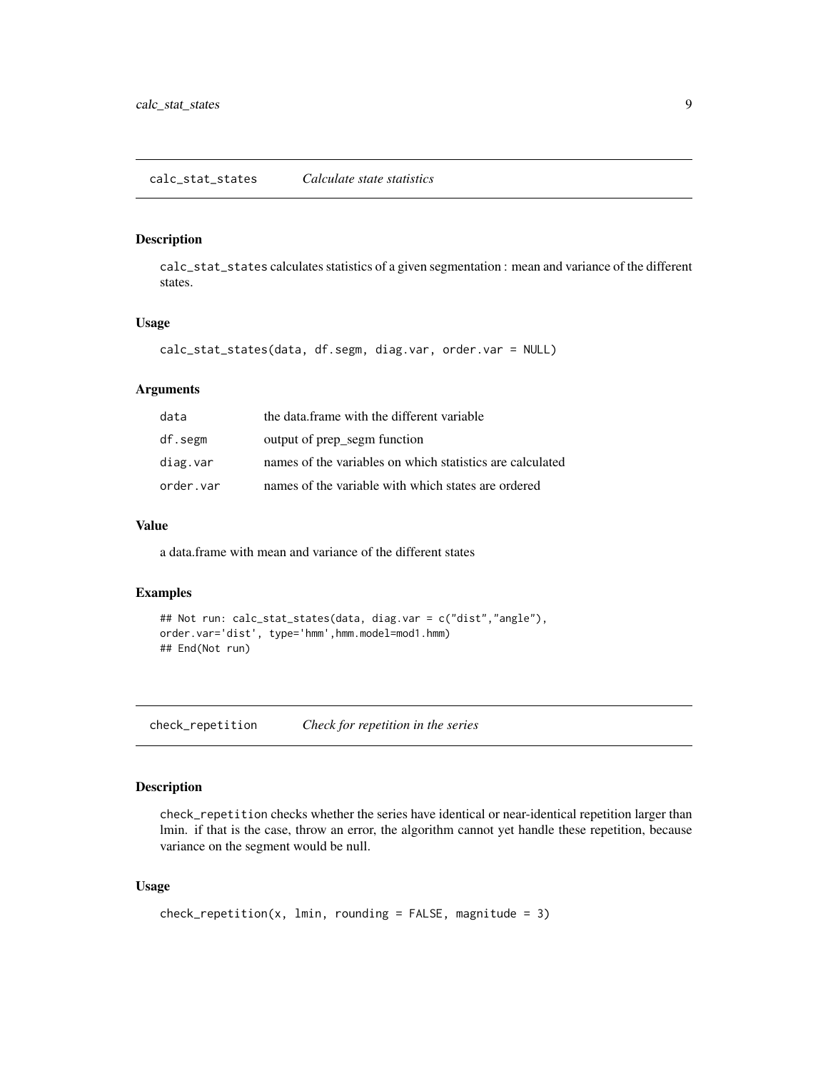## calc_stat_states *Calculate state statistics*

### Description

calc_stat_states calculates statistics of a given segmentation : mean and variance of the different states.

### Usage

```
calc_stat_states(data, df.segm, diag.var, order.var = NULL)
```

### Arguments

| | |
|---|---|
| data | the data.frame with the different variable |
| df.segm | output of prep_segm function |
| diag.var | names of the variables on which statistics are calculated |
| order.var | names of the variable with which states are ordered |

### Value

a data.frame with mean and variance of the different states

### Examples

```
## Not run: calc_stat_states(data, diag.var = c("dist","angle"),
order.var='dist', type='hmm',hmm.model=mod1.hmm)
## End(Not run)
```

## check_repetition *Check for repetition in the series*

### Description

check_repetition checks whether the series have identical or near-identical repetition larger than lmin. if that is the case, throw an error, the algorithm cannot yet handle these repetition, because variance on the segment would be null.

### Usage

```
check_repetition(x, lmin, rounding = FALSE, magnitude = 3)
```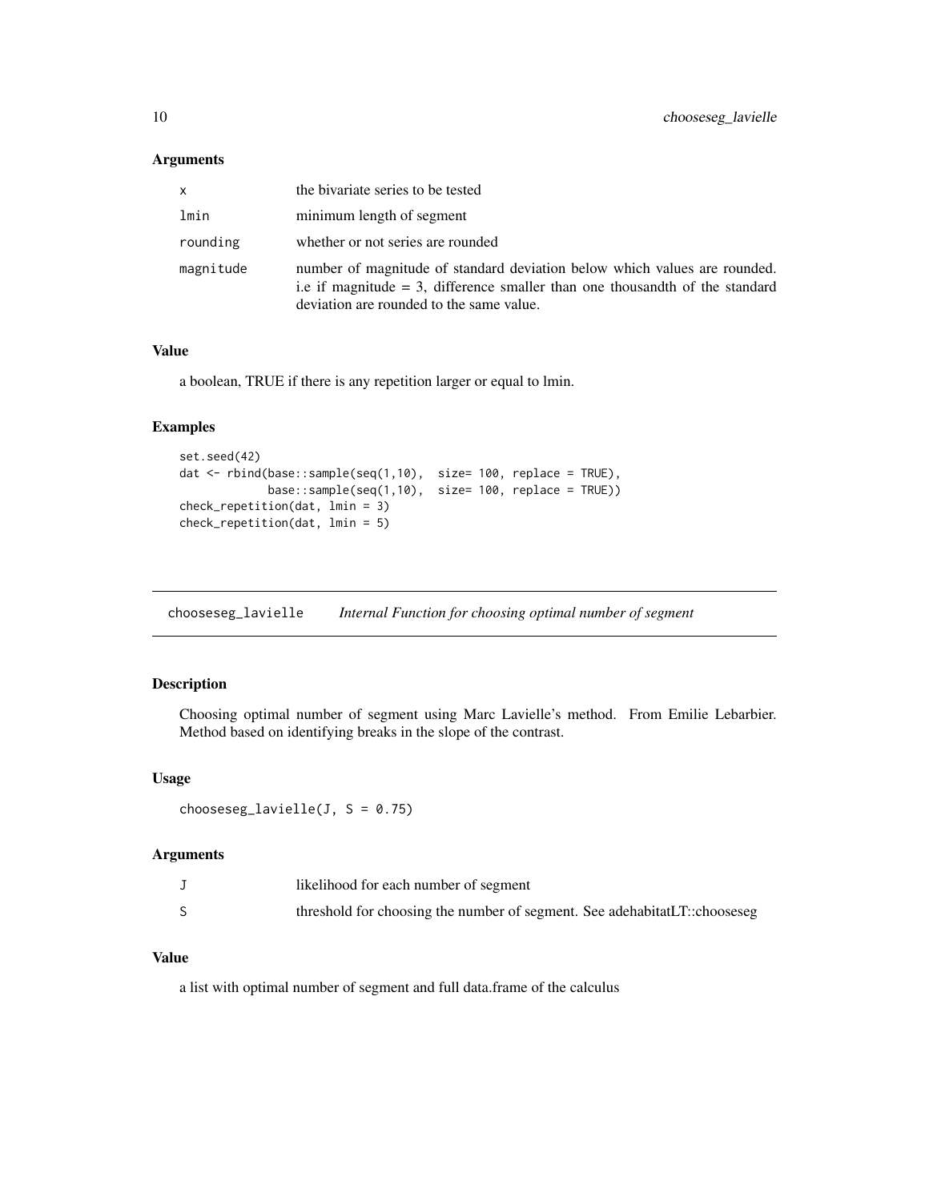### Arguments

| | |
|---|---|
| x | the bivariate series to be tested |
| lmin | minimum length of segment |
| rounding | whether or not series are rounded |
| magnitude | number of magnitude of standard deviation below which values are rounded. i.e if magnitude = 3, difference smaller than one thousandth of the standard deviation are rounded to the same value. |

### Value

a boolean, TRUE if there is any repetition larger or equal to lmin.

### Examples

```
set.seed(42)
dat <- rbind(base::sample(seq(1,10),  size= 100, replace = TRUE),
             base::sample(seq(1,10),  size= 100, replace = TRUE))
check_repetition(dat, lmin = 3)
check_repetition(dat, lmin = 5)
```

---

## chooseseg_lavielle    *Internal Function for choosing optimal number of segment*

### Description

Choosing optimal number of segment using Marc Lavielle's method. From Emilie Lebarbier. Method based on identifying breaks in the slope of the contrast.

### Usage

```
chooseseg_lavielle(J, S = 0.75)
```

### Arguments

| | |
|---|---|
| J | likelihood for each number of segment |
| S | threshold for choosing the number of segment. See adehabitatLT::chooseseg |

### Value

a list with optimal number of segment and full data.frame of the calculus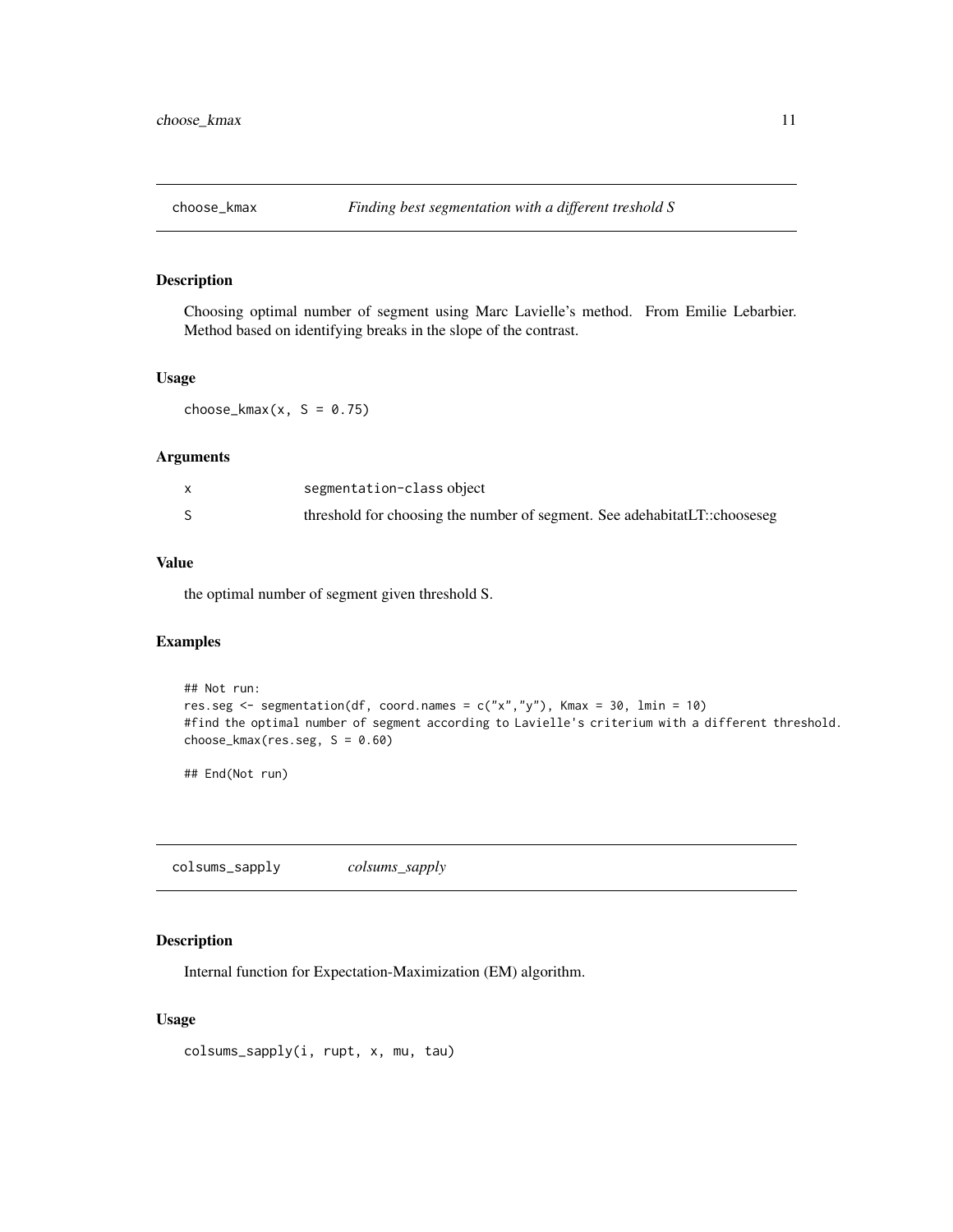## choose_kmax — *Finding best segmentation with a different treshold S*

### Description

Choosing optimal number of segment using Marc Lavielle's method. From Emilie Lebarbier. Method based on identifying breaks in the slope of the contrast.

### Usage

```
choose_kmax(x, S = 0.75)
```

### Arguments

| | |
|---|---|
| x | segmentation-class object |
| S | threshold for choosing the number of segment. See adehabitatLT::chooseseg |

### Value

the optimal number of segment given threshold S.

### Examples

```
## Not run:
res.seg <- segmentation(df, coord.names = c("x","y"), Kmax = 30, lmin = 10)
#find the optimal number of segment according to Lavielle's criterium with a different threshold.
choose_kmax(res.seg, S = 0.60)

## End(Not run)
```

## colsums_sapply — *colsums_sapply*

### Description

Internal function for Expectation-Maximization (EM) algorithm.

### Usage

```
colsums_sapply(i, rupt, x, mu, tau)
```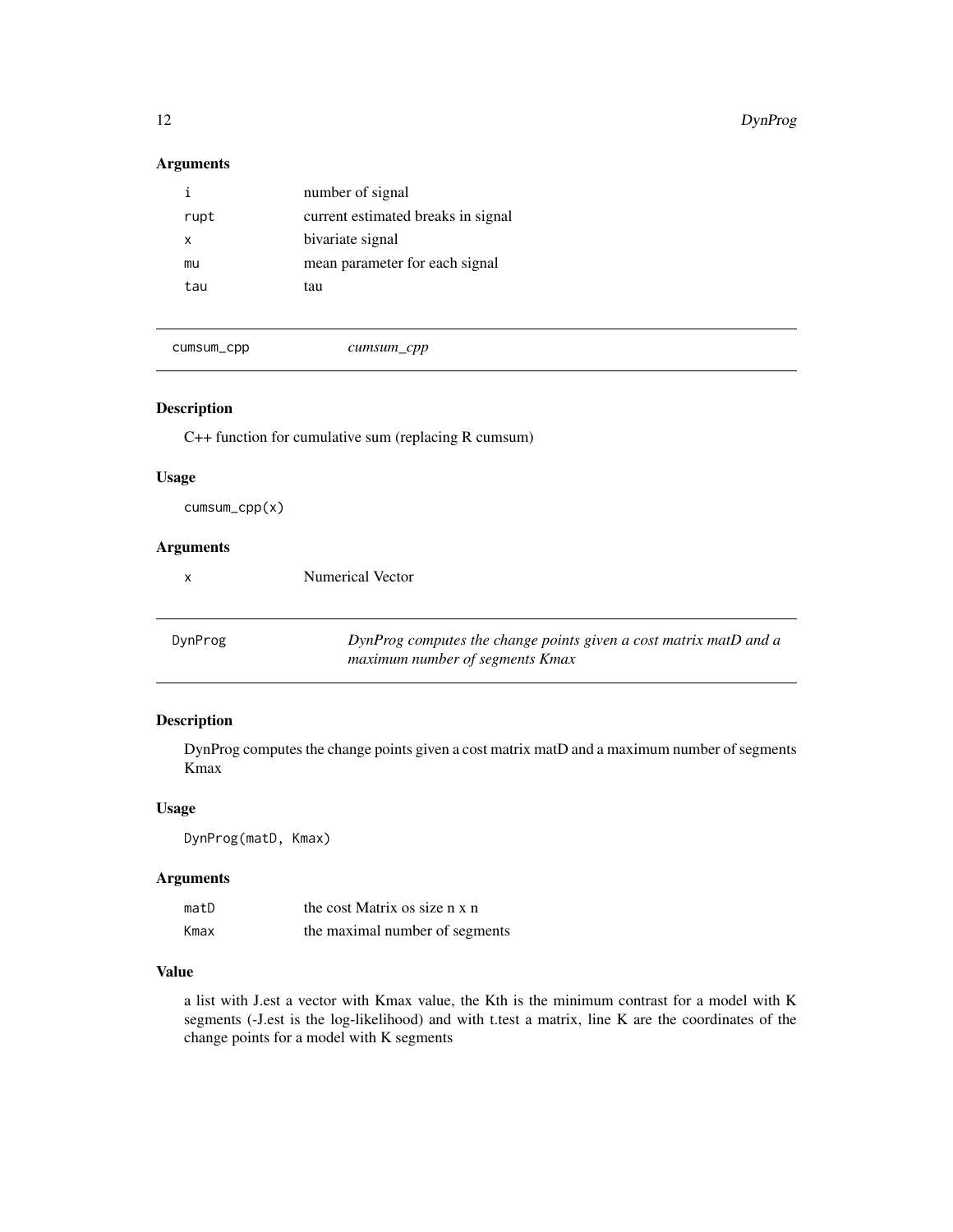### Arguments

| | |
|---|---|
| i | number of signal |
| rupt | current estimated breaks in signal |
| x | bivariate signal |
| mu | mean parameter for each signal |
| tau | tau |

## cumsum_cpp — *cumsum_cpp*

### Description

C++ function for cumulative sum (replacing R cumsum)

### Usage

```
cumsum_cpp(x)
```

### Arguments

| | |
|---|---|
| x | Numerical Vector |

## DynProg — *DynProg computes the change points given a cost matrix matD and a maximum number of segments Kmax*

### Description

DynProg computes the change points given a cost matrix matD and a maximum number of segments Kmax

### Usage

```
DynProg(matD, Kmax)
```

### Arguments

| | |
|---|---|
| matD | the cost Matrix os size n x n |
| Kmax | the maximal number of segments |

### Value

a list with J.est a vector with Kmax value, the Kth is the minimum contrast for a model with K segments (-J.est is the log-likelihood) and with t.test a matrix, line K are the coordinates of the change points for a model with K segments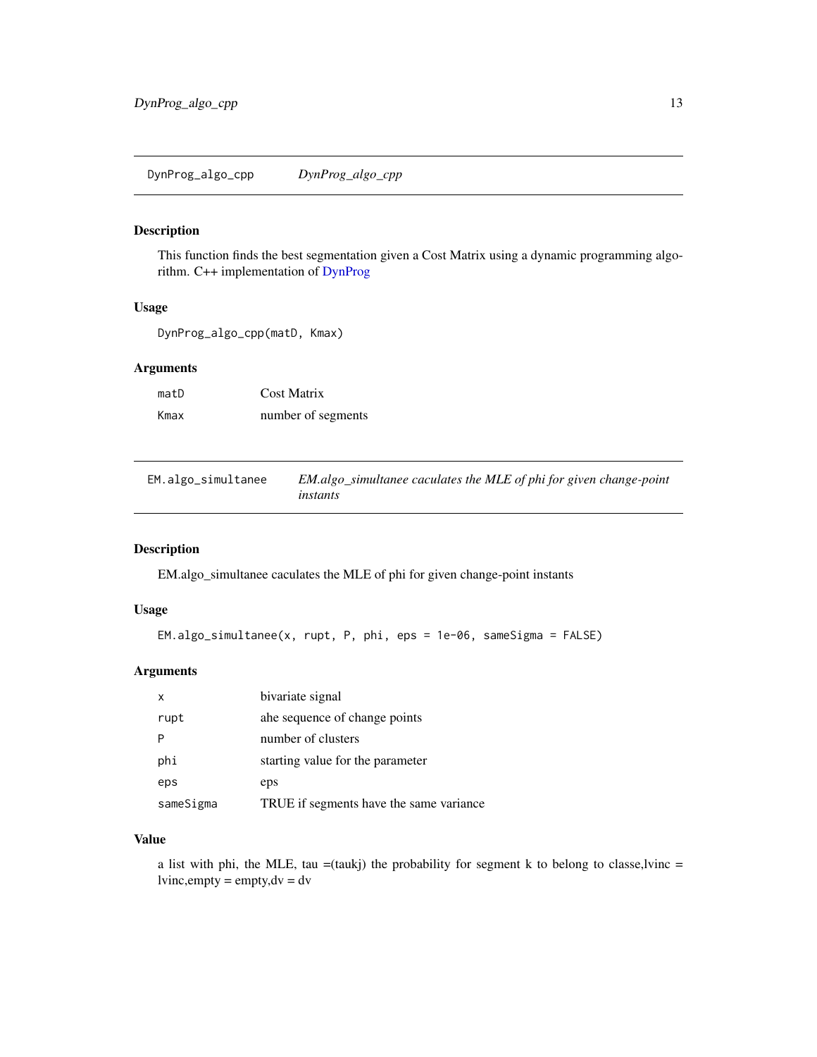## DynProg_algo_cpp — *DynProg_algo_cpp*

### Description

This function finds the best segmentation given a Cost Matrix using a dynamic programming algorithm. C++ implementation of DynProg

### Usage

```
DynProg_algo_cpp(matD, Kmax)
```

### Arguments

| | |
|---|---|
| matD | Cost Matrix |
| Kmax | number of segments |

## EM.algo_simultanee — *EM.algo_simultanee caculates the MLE of phi for given change-point instants*

### Description

EM.algo_simultanee caculates the MLE of phi for given change-point instants

### Usage

```
EM.algo_simultanee(x, rupt, P, phi, eps = 1e-06, sameSigma = FALSE)
```

### Arguments

| | |
|---|---|
| x | bivariate signal |
| rupt | ahe sequence of change points |
| P | number of clusters |
| phi | starting value for the parameter |
| eps | eps |
| sameSigma | TRUE if segments have the same variance |

### Value

a list with phi, the MLE, tau =(taukj) the probability for segment k to belong to classe,lvinc = lvinc,empty = empty,dv = dv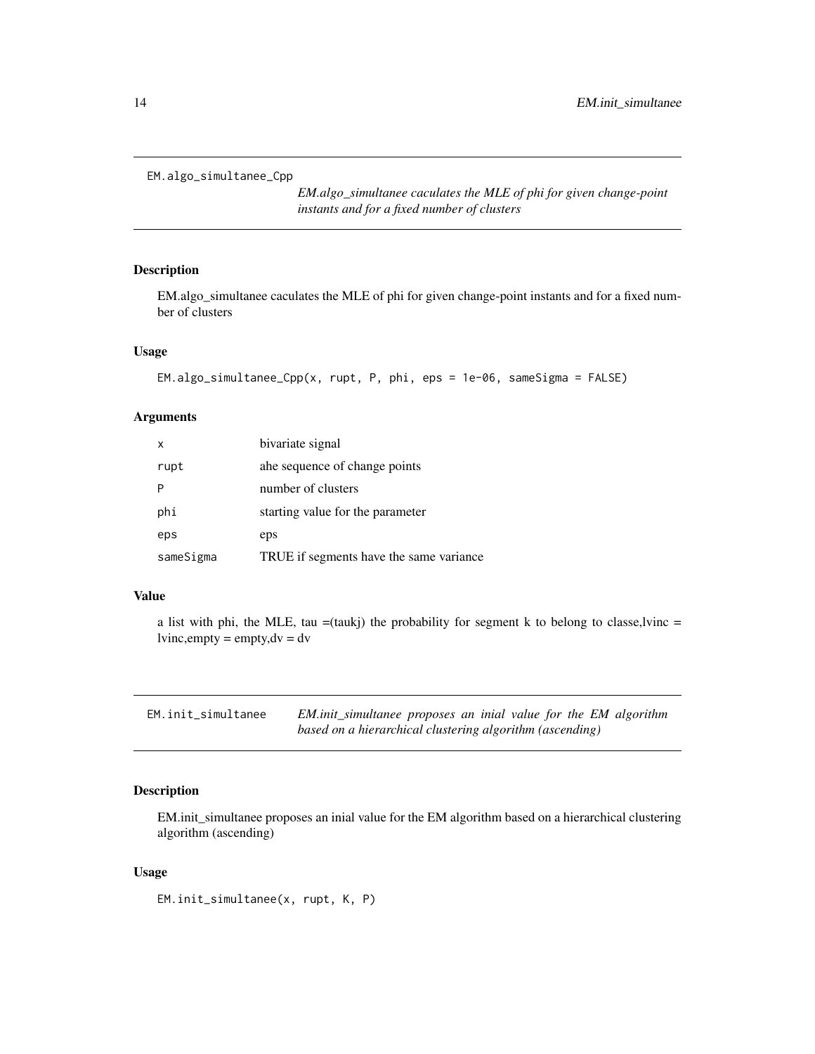## EM.algo_simultanee_Cpp

*EM.algo_simultanee caculates the MLE of phi for given change-point instants and for a fixed number of clusters*

### Description

EM.algo_simultanee caculates the MLE of phi for given change-point instants and for a fixed number of clusters

### Usage

```
EM.algo_simultanee_Cpp(x, rupt, P, phi, eps = 1e-06, sameSigma = FALSE)
```

### Arguments

| | |
|---|---|
| x | bivariate signal |
| rupt | ahe sequence of change points |
| P | number of clusters |
| phi | starting value for the parameter |
| eps | eps |
| sameSigma | TRUE if segments have the same variance |

### Value

a list with phi, the MLE, tau =(taukj) the probability for segment k to belong to classe,lvinc = lvinc,empty = empty,dv = dv

## EM.init_simultanee

*EM.init_simultanee proposes an inial value for the EM algorithm based on a hierarchical clustering algorithm (ascending)*

### Description

EM.init_simultanee proposes an inial value for the EM algorithm based on a hierarchical clustering algorithm (ascending)

### Usage

```
EM.init_simultanee(x, rupt, K, P)
```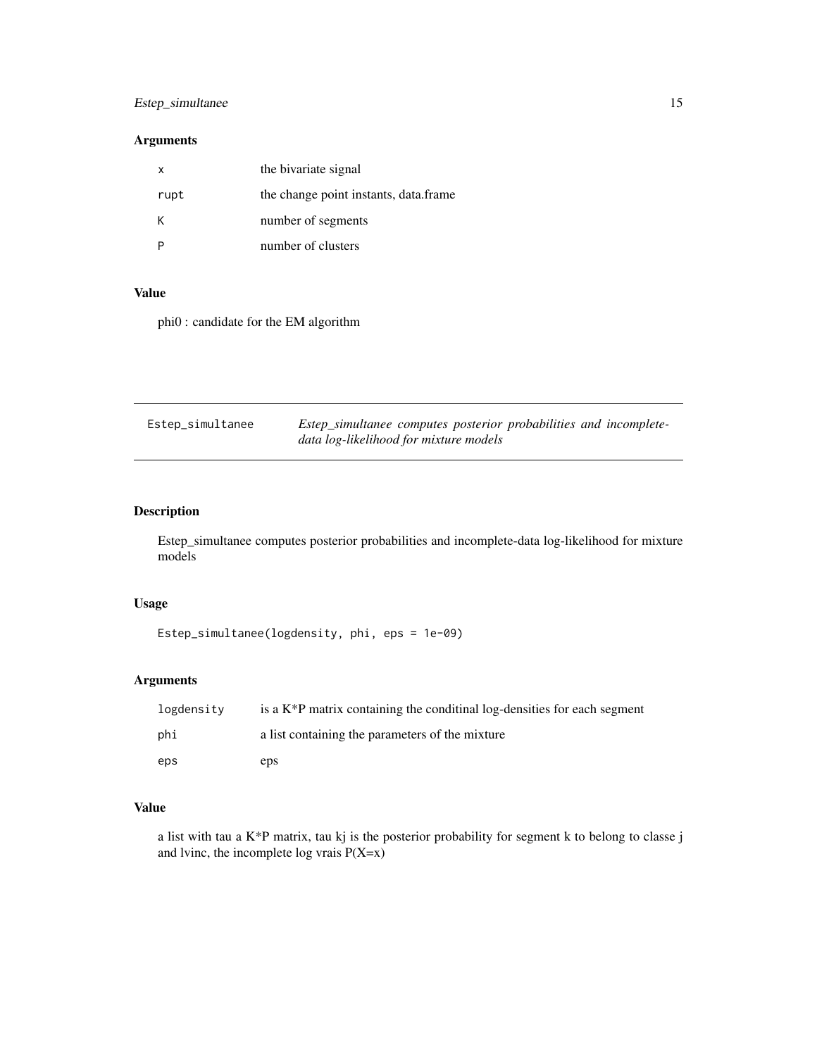## Arguments

| | |
|---|---|
| `x` | the bivariate signal |
| `rupt` | the change point instants, data.frame |
| `K` | number of segments |
| `P` | number of clusters |

## Value

phi0 : candidate for the EM algorithm

---

# Estep_simultanee

*Estep_simultanee computes posterior probabilities and incomplete-data log-likelihood for mixture models*

## Description

Estep_simultanee computes posterior probabilities and incomplete-data log-likelihood for mixture models

## Usage

```
Estep_simultanee(logdensity, phi, eps = 1e-09)
```

## Arguments

| | |
|---|---|
| `logdensity` | is a K*P matrix containing the conditinal log-densities for each segment |
| `phi` | a list containing the parameters of the mixture |
| `eps` | eps |

## Value

a list with tau a K*P matrix, tau kj is the posterior probability for segment k to belong to classe j and lvinc, the incomplete log vrais P(X=x)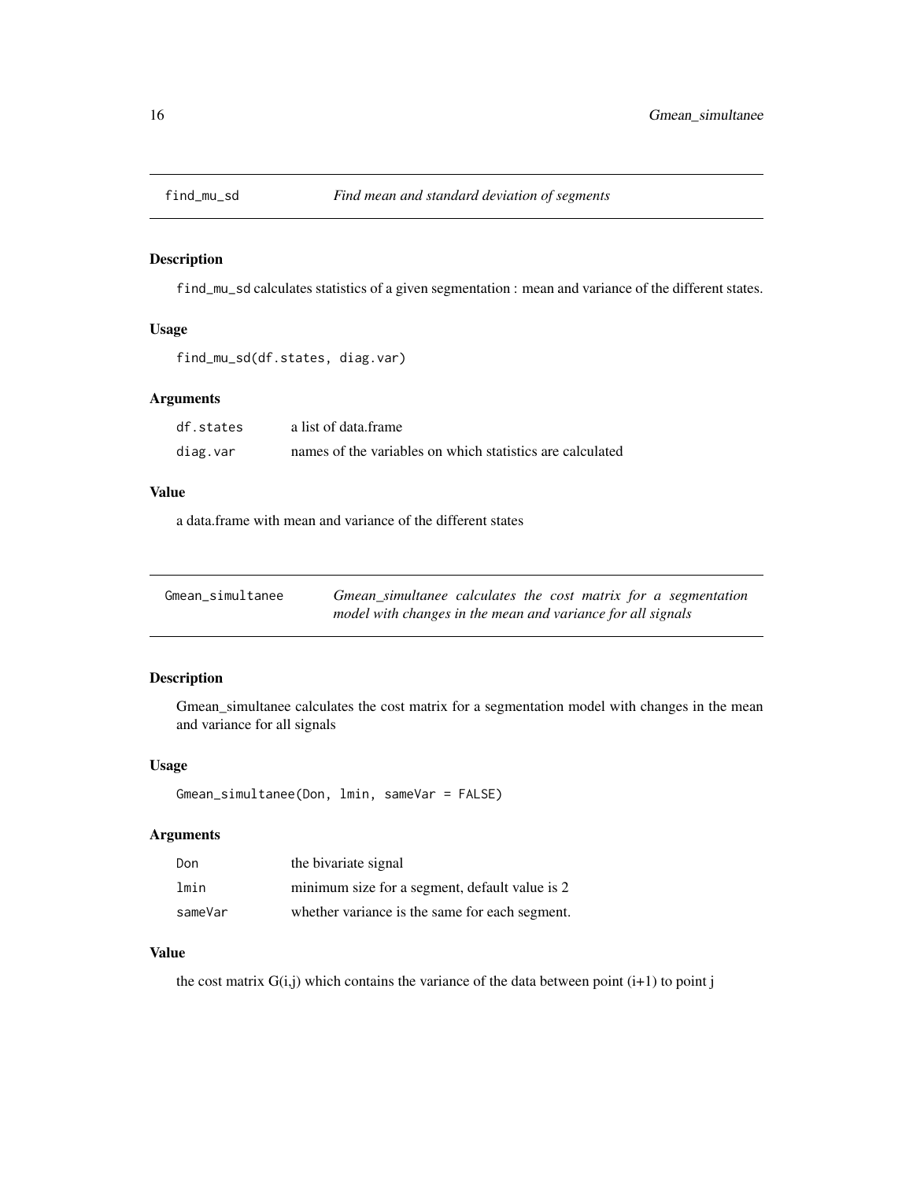## find_mu_sd — *Find mean and standard deviation of segments*

### Description

find_mu_sd calculates statistics of a given segmentation : mean and variance of the different states.

### Usage

```
find_mu_sd(df.states, diag.var)
```

### Arguments

| | |
|---|---|
| df.states | a list of data.frame |
| diag.var | names of the variables on which statistics are calculated |

### Value

a data.frame with mean and variance of the different states

## Gmean_simultanee — *Gmean_simultanee calculates the cost matrix for a segmentation model with changes in the mean and variance for all signals*

### Description

Gmean_simultanee calculates the cost matrix for a segmentation model with changes in the mean and variance for all signals

### Usage

```
Gmean_simultanee(Don, lmin, sameVar = FALSE)
```

### Arguments

| | |
|---|---|
| Don | the bivariate signal |
| lmin | minimum size for a segment, default value is 2 |
| sameVar | whether variance is the same for each segment. |

### Value

the cost matrix G(i,j) which contains the variance of the data between point (i+1) to point j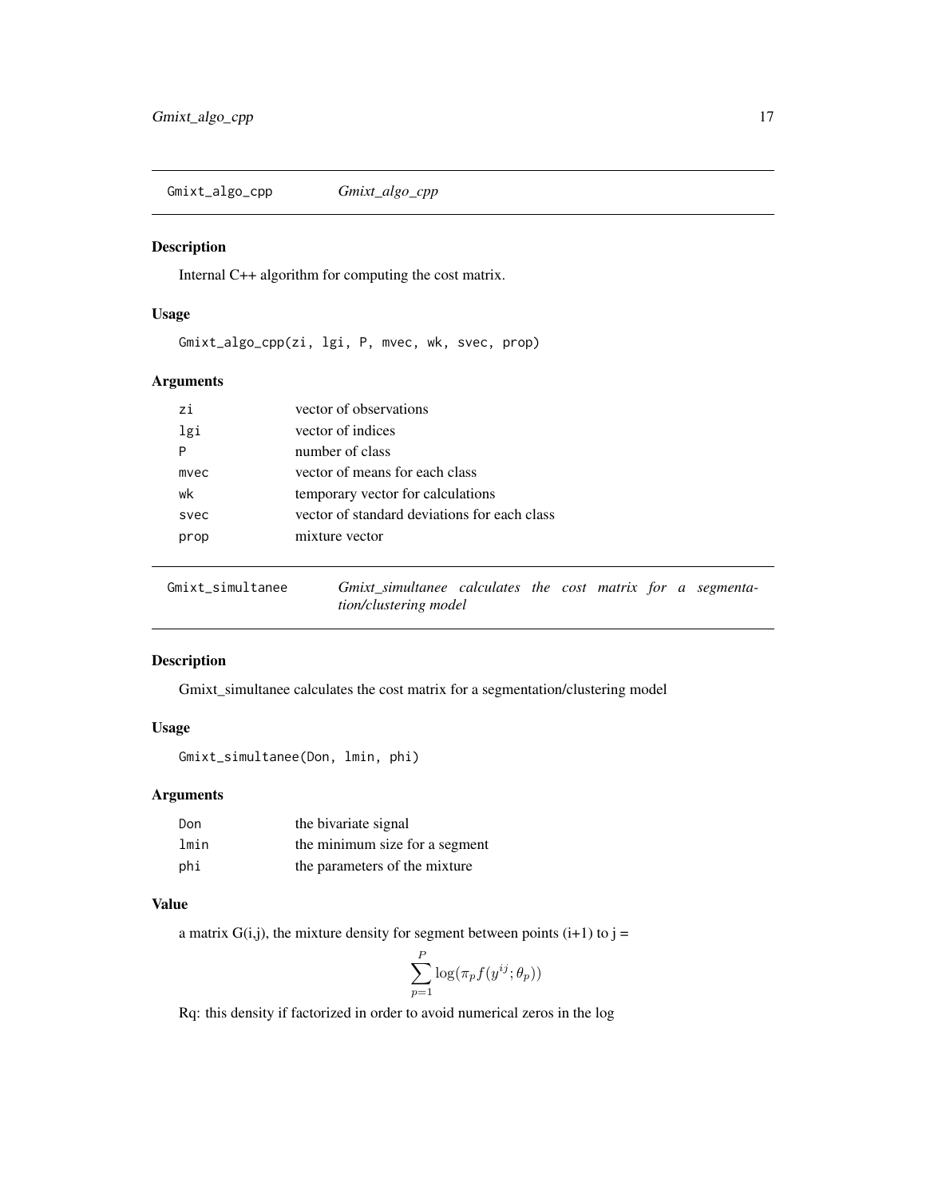## Gmixt_algo_cpp — *Gmixt_algo_cpp*

### Description

Internal C++ algorithm for computing the cost matrix.

### Usage

```
Gmixt_algo_cpp(zi, lgi, P, mvec, wk, svec, prop)
```

### Arguments

| | |
|---|---|
| zi | vector of observations |
| lgi | vector of indices |
| P | number of class |
| mvec | vector of means for each class |
| wk | temporary vector for calculations |
| svec | vector of standard deviations for each class |
| prop | mixture vector |

## Gmixt_simultanee — *Gmixt_simultanee calculates the cost matrix for a segmentation/clustering model*

### Description

Gmixt_simultanee calculates the cost matrix for a segmentation/clustering model

### Usage

```
Gmixt_simultanee(Don, lmin, phi)
```

### Arguments

| | |
|---|---|
| Don | the bivariate signal |
| lmin | the minimum size for a segment |
| phi | the parameters of the mixture |

### Value

a matrix G(i,j), the mixture density for segment between points (i+1) to j =

$$\sum_{p=1}^{P} \log(\pi_p f(y^{ij}; \theta_p))$$

Rq: this density if factorized in order to avoid numerical zeros in the log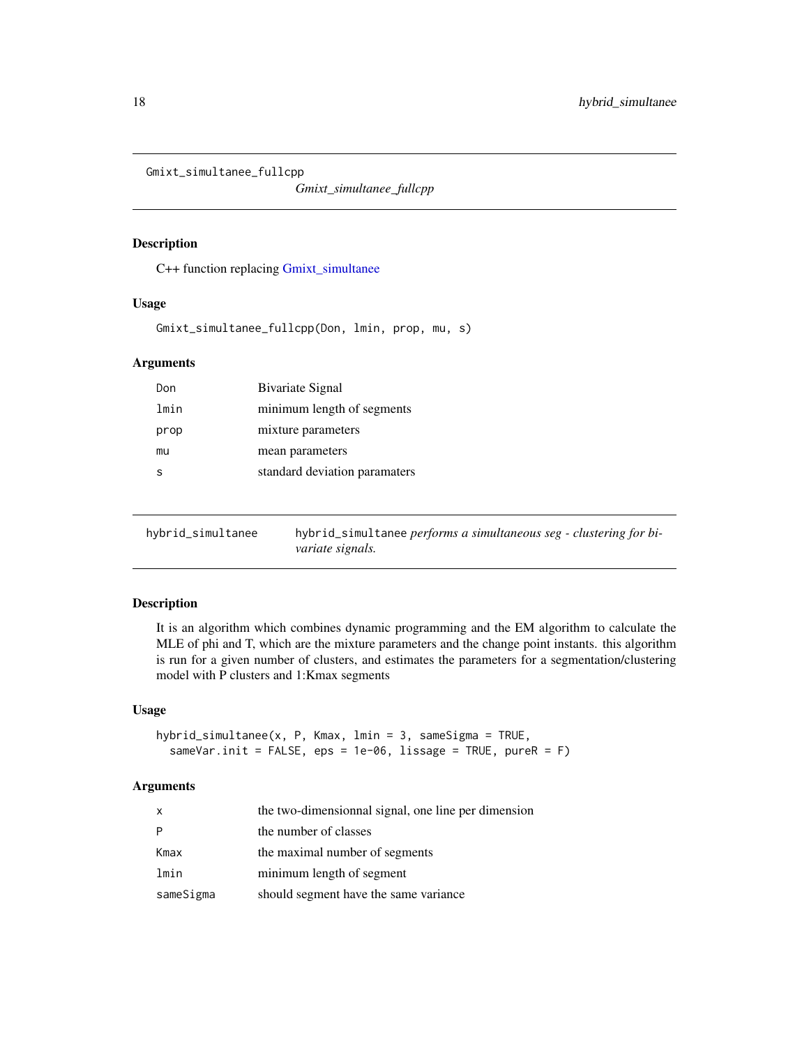## Gmixt_simultanee_fullcpp

*Gmixt_simultanee_fullcpp*

### Description

C++ function replacing Gmixt_simultanee

### Usage

```
Gmixt_simultanee_fullcpp(Don, lmin, prop, mu, s)
```

### Arguments

| | |
|---|---|
| Don | Bivariate Signal |
| lmin | minimum length of segments |
| prop | mixture parameters |
| mu | mean parameters |
| s | standard deviation paramaters |

## hybrid_simultanee

hybrid_simultanee *performs a simultaneous seg - clustering for bivariate signals.*

### Description

It is an algorithm which combines dynamic programming and the EM algorithm to calculate the MLE of phi and T, which are the mixture parameters and the change point instants. this algorithm is run for a given number of clusters, and estimates the parameters for a segmentation/clustering model with P clusters and 1:Kmax segments

### Usage

```
hybrid_simultanee(x, P, Kmax, lmin = 3, sameSigma = TRUE,
  sameVar.init = FALSE, eps = 1e-06, lissage = TRUE, pureR = F)
```

### Arguments

| | |
|---|---|
| x | the two-dimensionnal signal, one line per dimension |
| P | the number of classes |
| Kmax | the maximal number of segments |
| lmin | minimum length of segment |
| sameSigma | should segment have the same variance |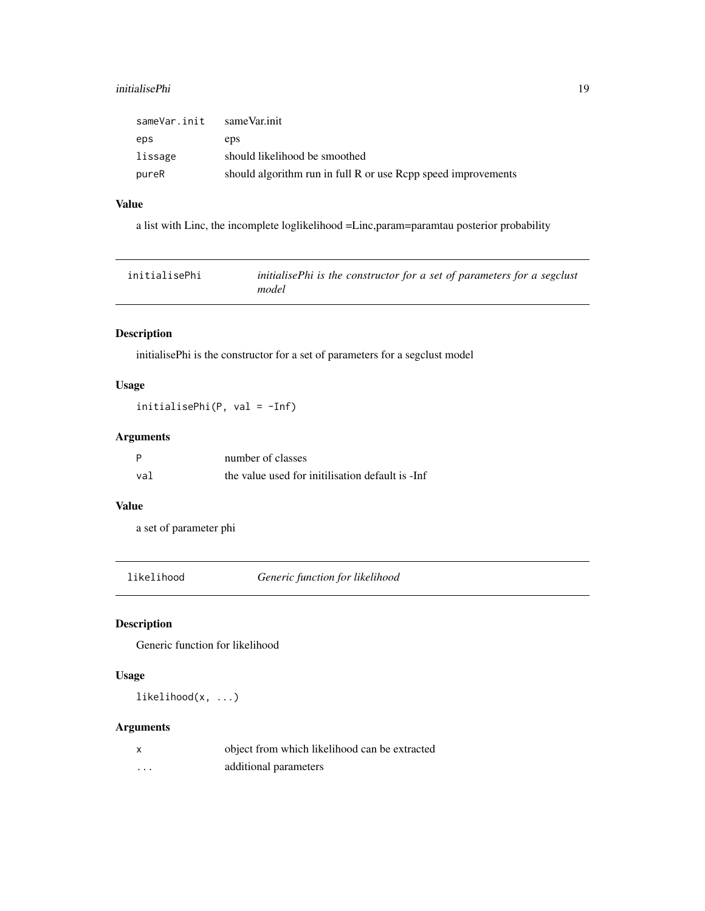| | |
|---|---|
| sameVar.init | sameVar.init |
| eps | eps |
| lissage | should likelihood be smoothed |
| pureR | should algorithm run in full R or use Rcpp speed improvements |

### Value

a list with Linc, the incomplete loglikelihood =Linc,param=paramtau posterior probability

---

## initialisePhi — *initialisePhi is the constructor for a set of parameters for a segclust model*

### Description

initialisePhi is the constructor for a set of parameters for a segclust model

### Usage

```
initialisePhi(P, val = -Inf)
```

### Arguments

| | |
|---|---|
| P | number of classes |
| val | the value used for initilisation default is -Inf |

### Value

a set of parameter phi

---

## likelihood — *Generic function for likelihood*

### Description

Generic function for likelihood

### Usage

```
likelihood(x, ...)
```

### Arguments

| | |
|---|---|
| x | object from which likelihood can be extracted |
| ... | additional parameters |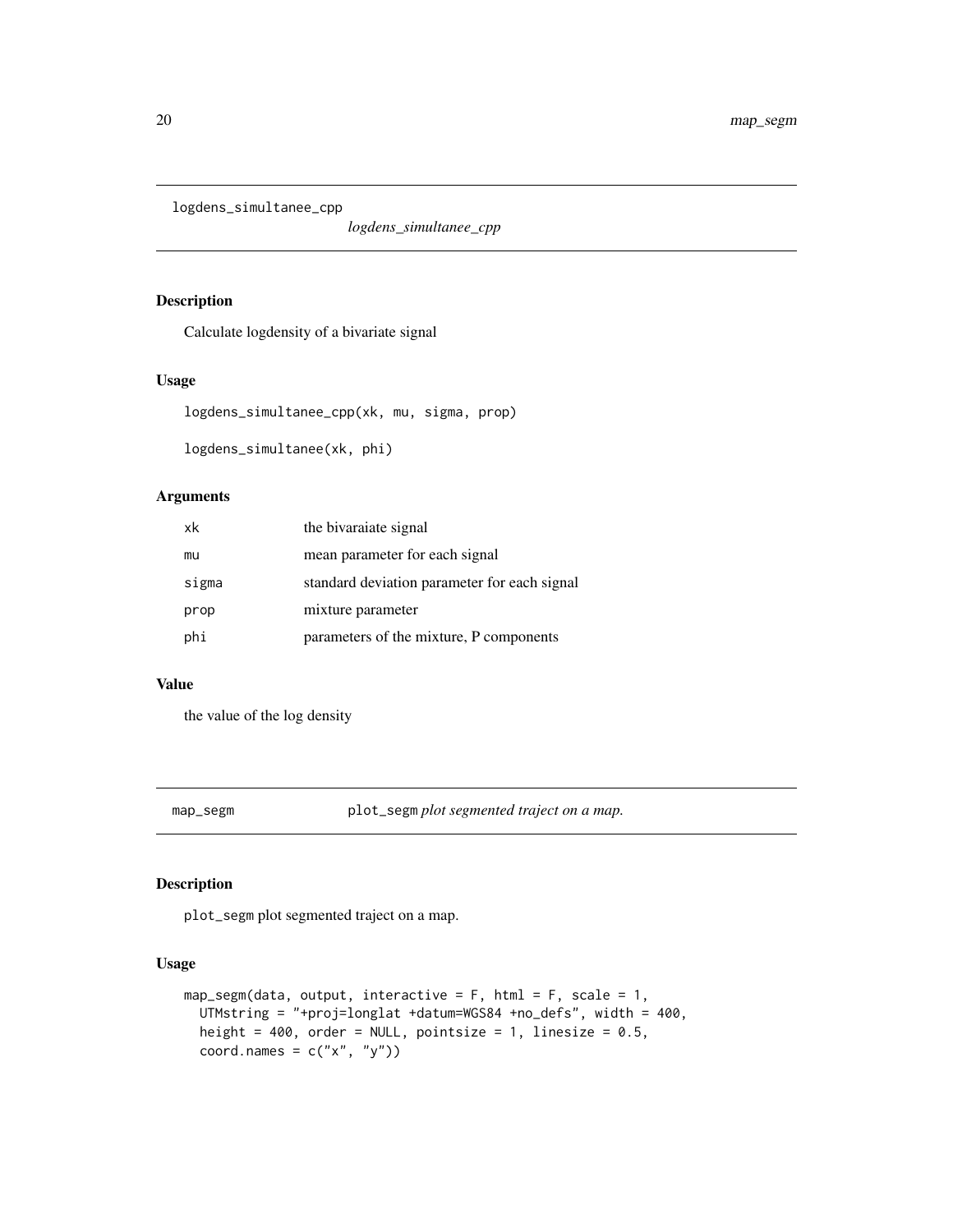## logdens_simultanee_cpp *logdens_simultanee_cpp*

### Description

Calculate logdensity of a bivariate signal

### Usage

```
logdens_simultanee_cpp(xk, mu, sigma, prop)

logdens_simultanee(xk, phi)
```

### Arguments

| | |
|---|---|
| xk | the bivaraiate signal |
| mu | mean parameter for each signal |
| sigma | standard deviation parameter for each signal |
| prop | mixture parameter |
| phi | parameters of the mixture, P components |

### Value

the value of the log density

## map_segm plot_segm *plot segmented traject on a map.*

### Description

plot_segm plot segmented traject on a map.

### Usage

```
map_segm(data, output, interactive = F, html = F, scale = 1,
  UTMstring = "+proj=longlat +datum=WGS84 +no_defs", width = 400,
  height = 400, order = NULL, pointsize = 1, linesize = 0.5,
  coord.names = c("x", "y"))
```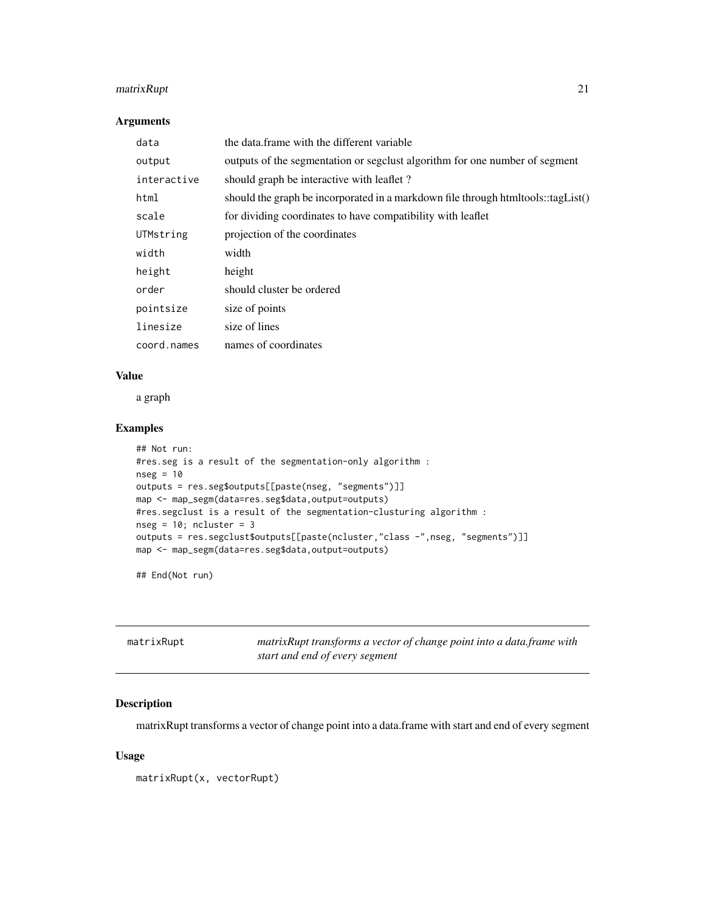### Arguments

| | |
|---|---|
| `data` | the data.frame with the different variable |
| `output` | outputs of the segmentation or segclust algorithm for one number of segment |
| `interactive` | should graph be interactive with leaflet ? |
| `html` | should the graph be incorporated in a markdown file through htmltools::tagList() |
| `scale` | for dividing coordinates to have compatibility with leaflet |
| `UTMstring` | projection of the coordinates |
| `width` | width |
| `height` | height |
| `order` | should cluster be ordered |
| `pointsize` | size of points |
| `linesize` | size of lines |
| `coord.names` | names of coordinates |

### Value

a graph

### Examples

```
## Not run:
#res.seg is a result of the segmentation-only algorithm :
nseg = 10
outputs = res.seg$outputs[[paste(nseg, "segments")]]
map <- map_segm(data=res.seg$data,output=outputs)
#res.segclust is a result of the segmentation-clusturing algorithm :
nseg = 10; ncluster = 3
outputs = res.segclust$outputs[[paste(ncluster,"class -",nseg, "segments")]]
map <- map_segm(data=res.seg$data,output=outputs)

## End(Not run)
```

---

## matrixRupt — *matrixRupt transforms a vector of change point into a data.frame with start and end of every segment*

### Description

matrixRupt transforms a vector of change point into a data.frame with start and end of every segment

### Usage

```
matrixRupt(x, vectorRupt)
```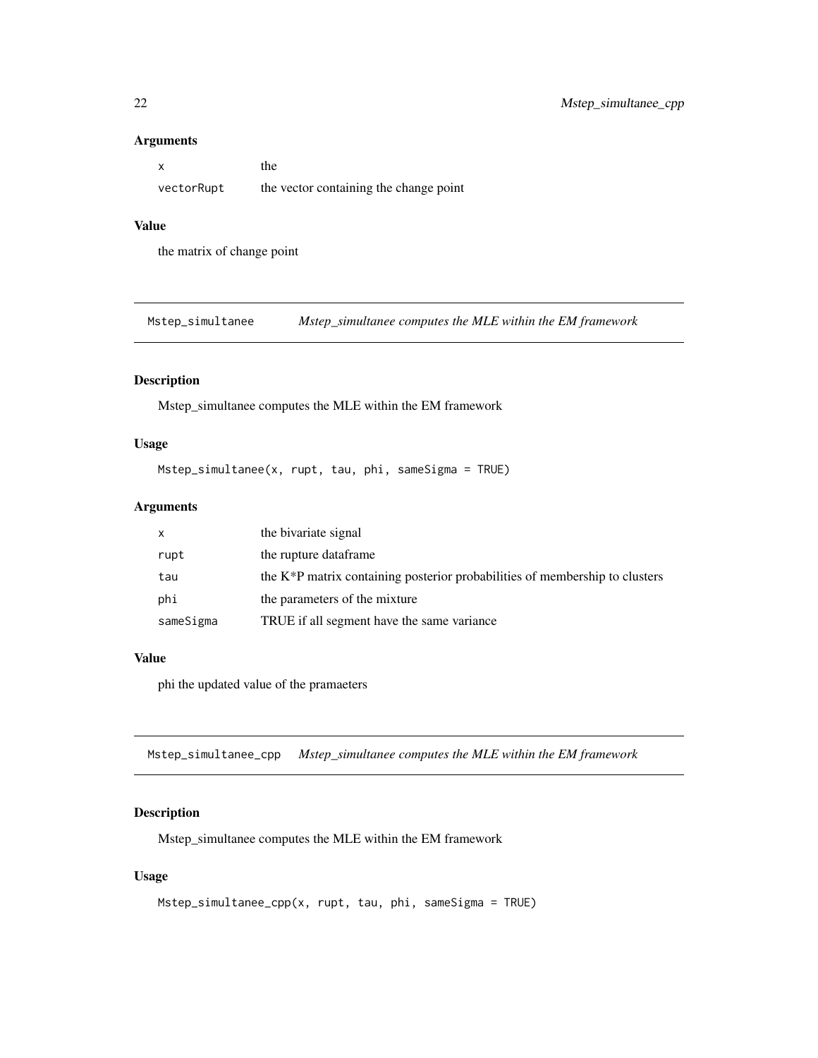### Arguments

| | |
|---|---|
| x | the |
| vectorRupt | the vector containing the change point |

### Value

the matrix of change point

## Mstep_simultanee — *Mstep_simultanee computes the MLE within the EM framework*

### Description

Mstep_simultanee computes the MLE within the EM framework

### Usage

```
Mstep_simultanee(x, rupt, tau, phi, sameSigma = TRUE)
```

### Arguments

| | |
|---|---|
| x | the bivariate signal |
| rupt | the rupture dataframe |
| tau | the K*P matrix containing posterior probabilities of membership to clusters |
| phi | the parameters of the mixture |
| sameSigma | TRUE if all segment have the same variance |

### Value

phi the updated value of the pramaeters

## Mstep_simultanee_cpp — *Mstep_simultanee computes the MLE within the EM framework*

### Description

Mstep_simultanee computes the MLE within the EM framework

### Usage

```
Mstep_simultanee_cpp(x, rupt, tau, phi, sameSigma = TRUE)
```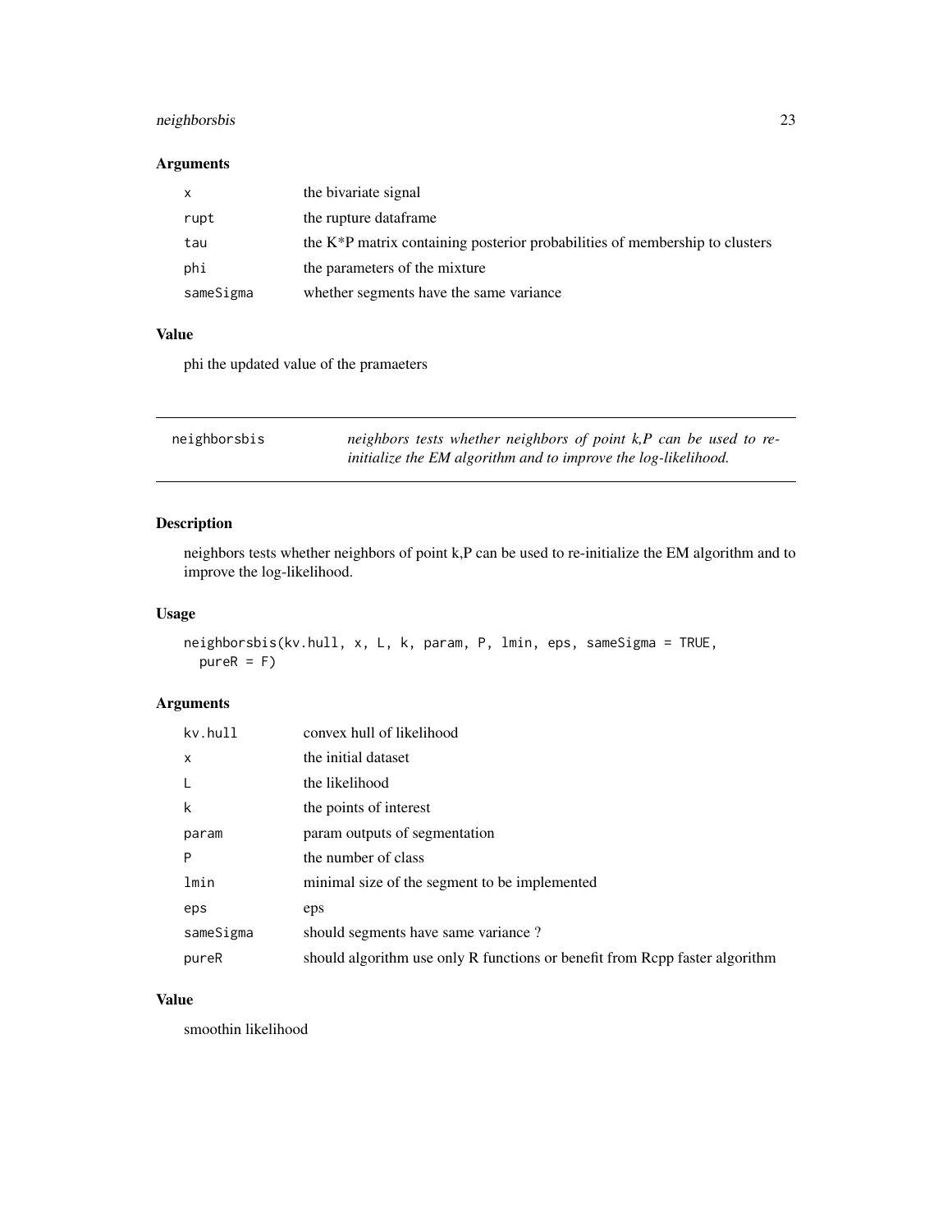## Arguments

| | |
|---|---|
| x | the bivariate signal |
| rupt | the rupture dataframe |
| tau | the K*P matrix containing posterior probabilities of membership to clusters |
| phi | the parameters of the mixture |
| sameSigma | whether segments have the same variance |

## Value

phi the updated value of the pramaeters

---

# neighborsbis

*neighbors tests whether neighbors of point k,P can be used to re-initialize the EM algorithm and to improve the log-likelihood.*

## Description

neighbors tests whether neighbors of point k,P can be used to re-initialize the EM algorithm and to improve the log-likelihood.

## Usage

```
neighborsbis(kv.hull, x, L, k, param, P, lmin, eps, sameSigma = TRUE,
  pureR = F)
```

## Arguments

| | |
|---|---|
| kv.hull | convex hull of likelihood |
| x | the initial dataset |
| L | the likelihood |
| k | the points of interest |
| param | param outputs of segmentation |
| P | the number of class |
| lmin | minimal size of the segment to be implemented |
| eps | eps |
| sameSigma | should segments have same variance ? |
| pureR | should algorithm use only R functions or benefit from Rcpp faster algorithm |

## Value

smoothin likelihood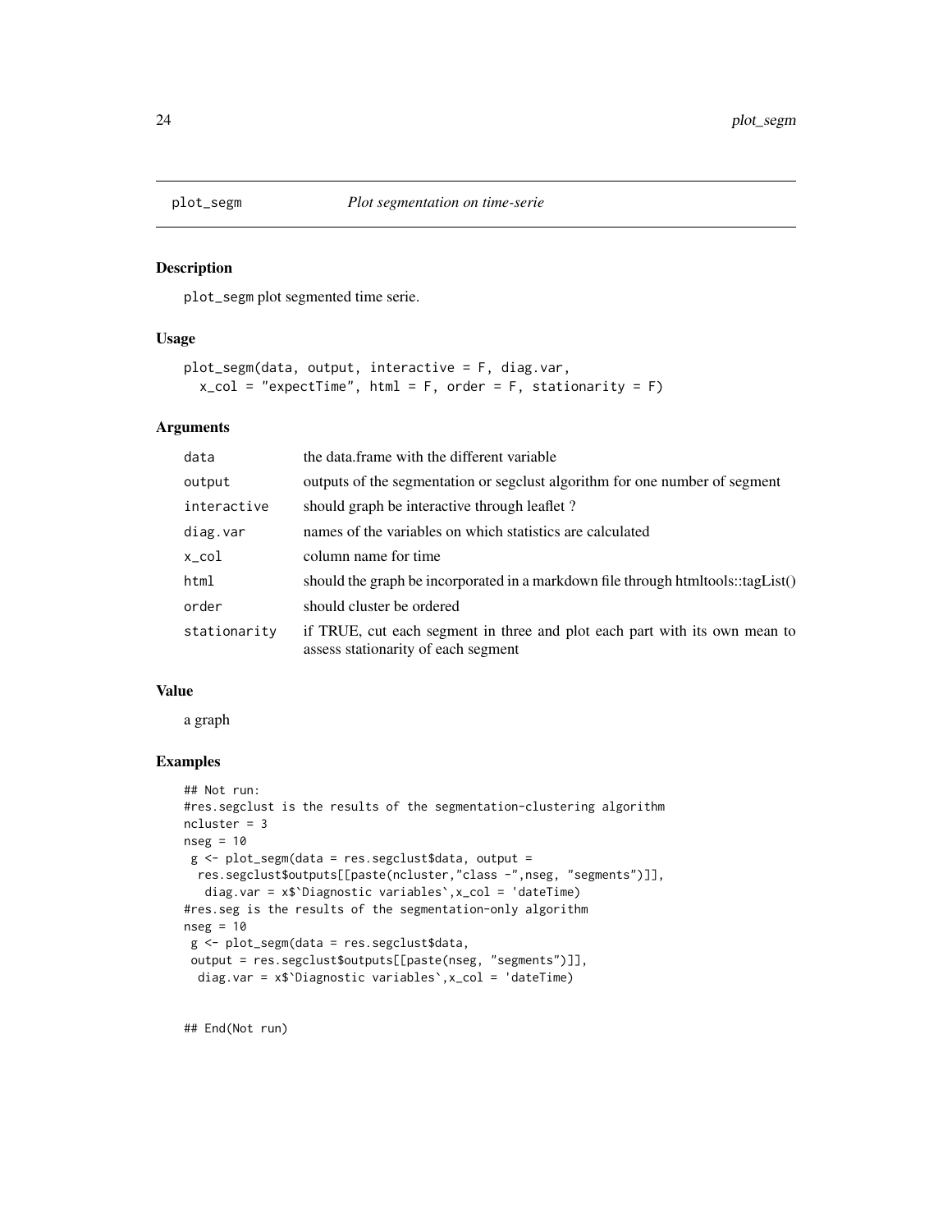# plot_segm *Plot segmentation on time-serie*

## Description

plot_segm plot segmented time serie.

## Usage

```
plot_segm(data, output, interactive = F, diag.var,
  x_col = "expectTime", html = F, order = F, stationarity = F)
```

## Arguments

| | |
|---|---|
| data | the data.frame with the different variable |
| output | outputs of the segmentation or segclust algorithm for one number of segment |
| interactive | should graph be interactive through leaflet ? |
| diag.var | names of the variables on which statistics are calculated |
| x_col | column name for time |
| html | should the graph be incorporated in a markdown file through htmltools::tagList() |
| order | should cluster be ordered |
| stationarity | if TRUE, cut each segment in three and plot each part with its own mean to assess stationarity of each segment |

## Value

a graph

## Examples

```
## Not run:
#res.segclust is the results of the segmentation-clustering algorithm
ncluster = 3
nseg = 10
 g <- plot_segm(data = res.segclust$data, output =
  res.segclust$outputs[[paste(ncluster,"class -",nseg, "segments")]],
   diag.var = x$`Diagnostic variables`,x_col = 'dateTime)
#res.seg is the results of the segmentation-only algorithm
nseg = 10
 g <- plot_segm(data = res.segclust$data,
 output = res.segclust$outputs[[paste(nseg, "segments")]],
  diag.var = x$`Diagnostic variables`,x_col = 'dateTime)


## End(Not run)
```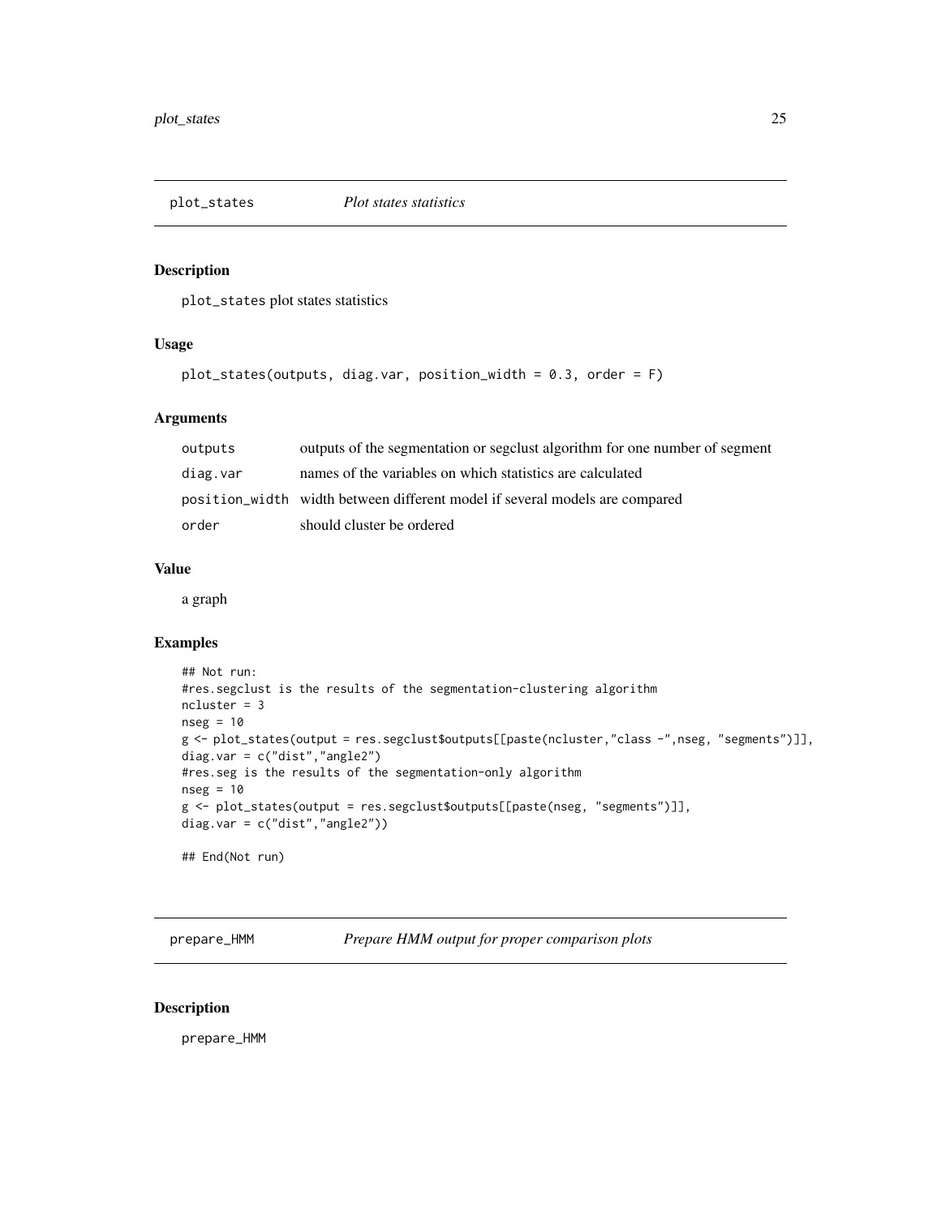## plot_states *Plot states statistics*

### Description

plot_states plot states statistics

### Usage

```
plot_states(outputs, diag.var, position_width = 0.3, order = F)
```

### Arguments

| | |
|---|---|
| outputs | outputs of the segmentation or segclust algorithm for one number of segment |
| diag.var | names of the variables on which statistics are calculated |
| position_width | width between different model if several models are compared |
| order | should cluster be ordered |

### Value

a graph

### Examples

```
## Not run:
#res.segclust is the results of the segmentation-clustering algorithm
ncluster = 3
nseg = 10
g <- plot_states(output = res.segclust$outputs[[paste(ncluster,"class -",nseg, "segments")]],
diag.var = c("dist","angle2")
#res.seg is the results of the segmentation-only algorithm
nseg = 10
g <- plot_states(output = res.segclust$outputs[[paste(nseg, "segments")]],
diag.var = c("dist","angle2"))

## End(Not run)
```

## prepare_HMM *Prepare HMM output for proper comparison plots*

### Description

prepare_HMM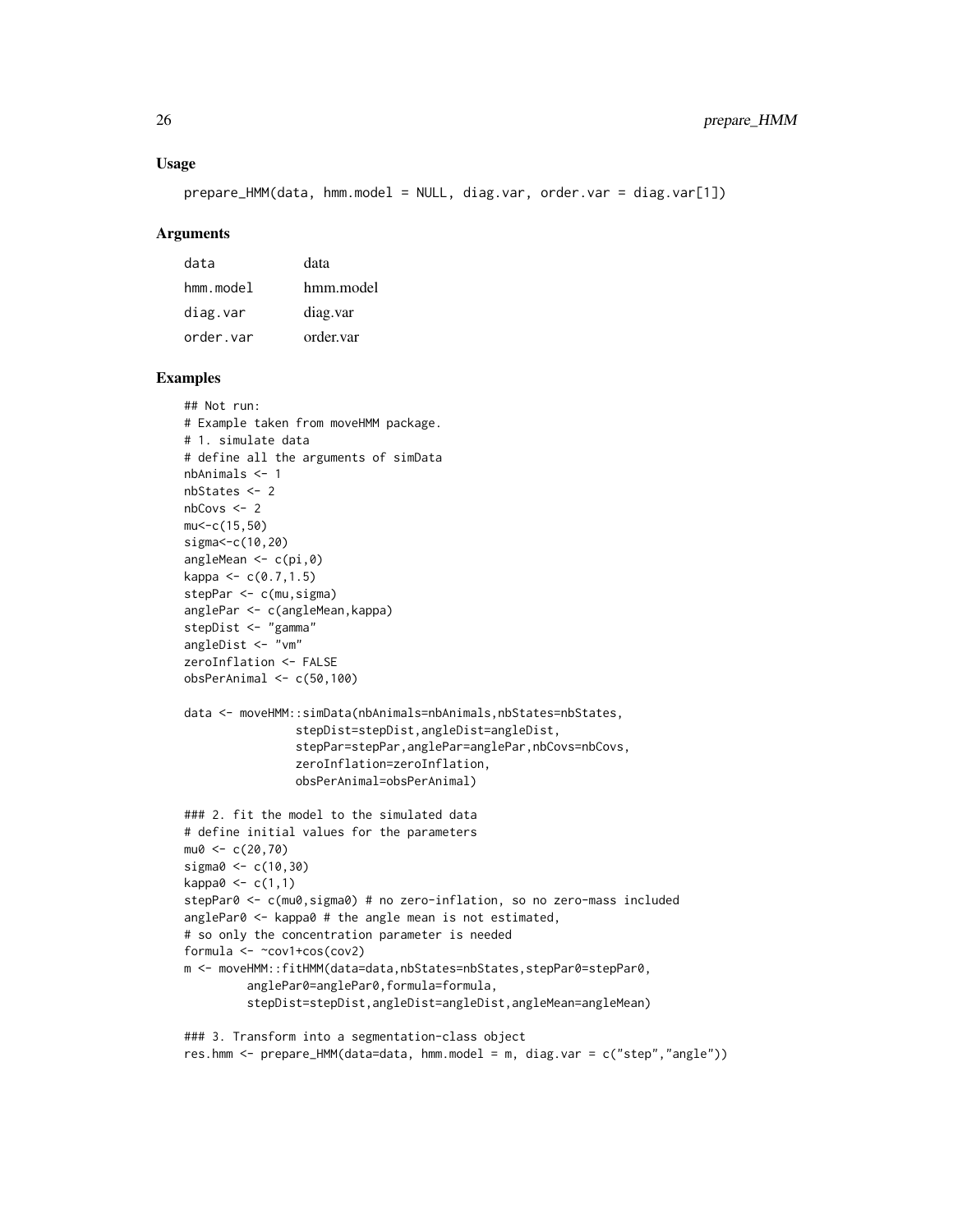## Usage

```
prepare_HMM(data, hmm.model = NULL, diag.var, order.var = diag.var[1])
```

## Arguments

| | |
|---|---|
| `data` | data |
| `hmm.model` | hmm.model |
| `diag.var` | diag.var |
| `order.var` | order.var |

## Examples

```
## Not run:
# Example taken from moveHMM package.
# 1. simulate data
# define all the arguments of simData
nbAnimals <- 1
nbStates <- 2
nbCovs <- 2
mu<-c(15,50)
sigma<-c(10,20)
angleMean <- c(pi,0)
kappa <- c(0.7,1.5)
stepPar <- c(mu,sigma)
anglePar <- c(angleMean,kappa)
stepDist <- "gamma"
angleDist <- "vm"
zeroInflation <- FALSE
obsPerAnimal <- c(50,100)

data <- moveHMM::simData(nbAnimals=nbAnimals,nbStates=nbStates,
                stepDist=stepDist,angleDist=angleDist,
                stepPar=stepPar,anglePar=anglePar,nbCovs=nbCovs,
                zeroInflation=zeroInflation,
                obsPerAnimal=obsPerAnimal)

### 2. fit the model to the simulated data
# define initial values for the parameters
mu0 <- c(20,70)
sigma0 <- c(10,30)
kappa0 <- c(1,1)
stepPar0 <- c(mu0,sigma0) # no zero-inflation, so no zero-mass included
anglePar0 <- kappa0 # the angle mean is not estimated,
# so only the concentration parameter is needed
formula <- ~cov1+cos(cov2)
m <- moveHMM::fitHMM(data=data,nbStates=nbStates,stepPar0=stepPar0,
         anglePar0=anglePar0,formula=formula,
         stepDist=stepDist,angleDist=angleDist,angleMean=angleMean)

### 3. Transform into a segmentation-class object
res.hmm <- prepare_HMM(data=data, hmm.model = m, diag.var = c("step","angle"))
```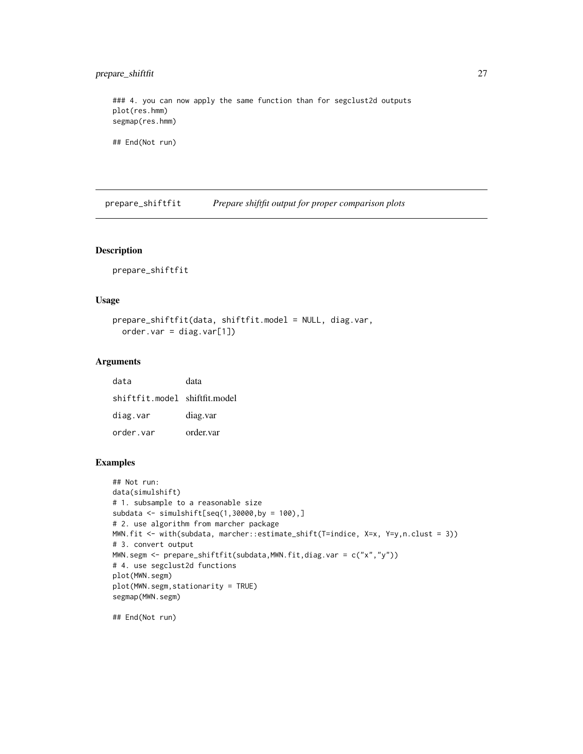```
### 4. you can now apply the same function than for segclust2d outputs
plot(res.hmm)
segmap(res.hmm)

## End(Not run)
```

## prepare_shiftfit *Prepare shiftfit output for proper comparison plots*

### Description

prepare_shiftfit

### Usage

```
prepare_shiftfit(data, shiftfit.model = NULL, diag.var,
  order.var = diag.var[1])
```

### Arguments

| | |
|---|---|
| data | data |
| shiftfit.model | shiftfit.model |
| diag.var | diag.var |
| order.var | order.var |

### Examples

```
## Not run:
data(simulshift)
# 1. subsample to a reasonable size
subdata <- simulshift[seq(1,30000,by = 100),]
# 2. use algorithm from marcher package
MWN.fit <- with(subdata, marcher::estimate_shift(T=indice, X=x, Y=y,n.clust = 3))
# 3. convert output
MWN.segm <- prepare_shiftfit(subdata,MWN.fit,diag.var = c("x","y"))
# 4. use segclust2d functions
plot(MWN.segm)
plot(MWN.segm,stationarity = TRUE)
segmap(MWN.segm)

## End(Not run)
```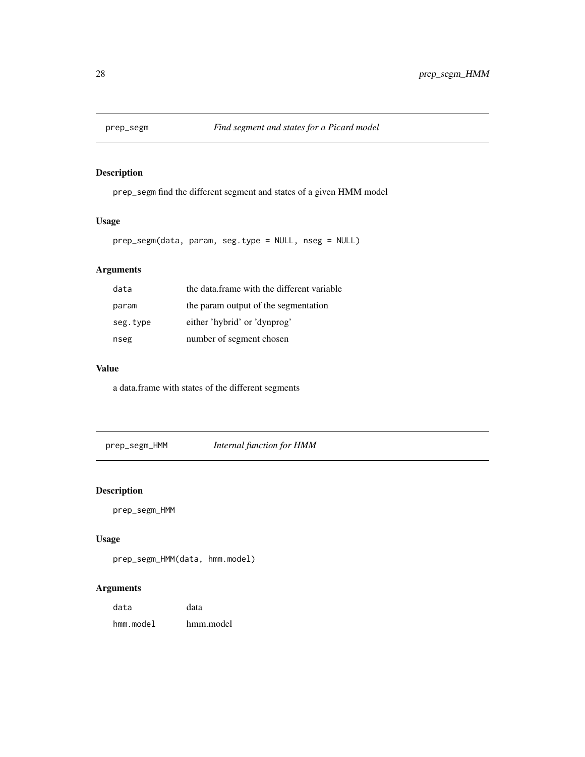## prep_segm *Find segment and states for a Picard model*

### Description

`prep_segm` find the different segment and states of a given HMM model

### Usage

```
prep_segm(data, param, seg.type = NULL, nseg = NULL)
```

### Arguments

| | |
|---|---|
| `data` | the data.frame with the different variable |
| `param` | the param output of the segmentation |
| `seg.type` | either 'hybrid' or 'dynprog' |
| `nseg` | number of segment chosen |

### Value

a data.frame with states of the different segments

## prep_segm_HMM *Internal function for HMM*

### Description

prep_segm_HMM

### Usage

```
prep_segm_HMM(data, hmm.model)
```

### Arguments

| | |
|---|---|
| `data` | data |
| `hmm.model` | hmm.model |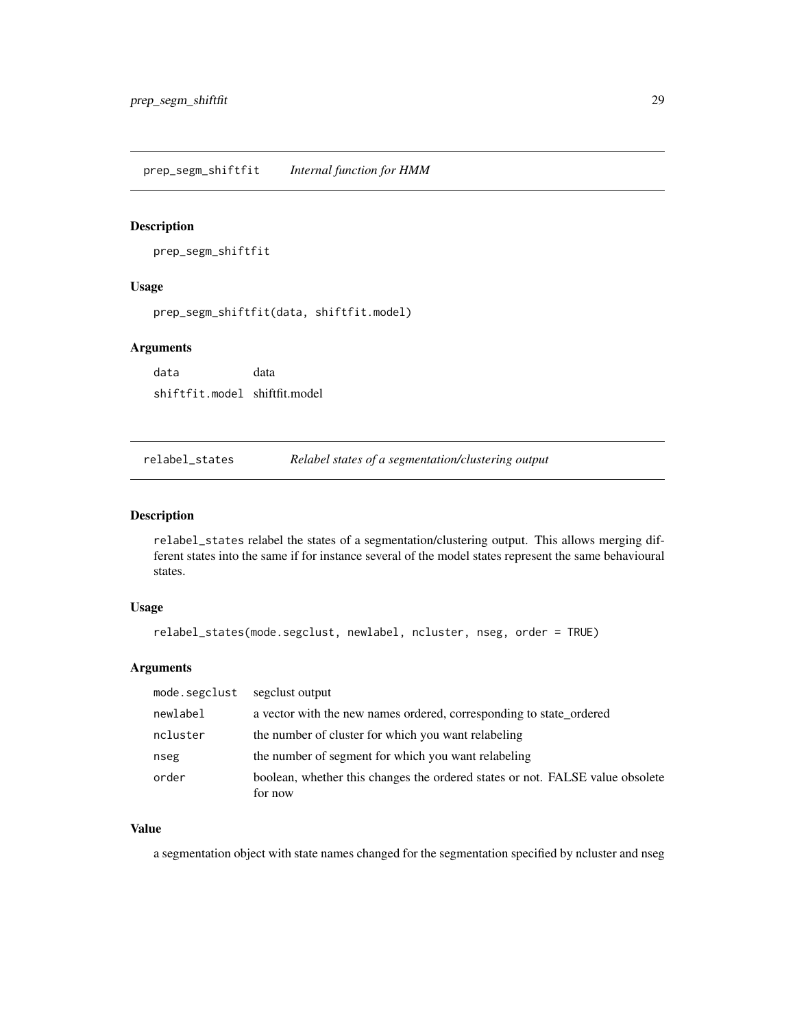## prep_segm_shiftfit *Internal function for HMM*

### Description

prep_segm_shiftfit

### Usage

```
prep_segm_shiftfit(data, shiftfit.model)
```

### Arguments

| | |
|---|---|
| data | data |
| shiftfit.model | shiftfit.model |

## relabel_states *Relabel states of a segmentation/clustering output*

### Description

relabel_states relabel the states of a segmentation/clustering output. This allows merging different states into the same if for instance several of the model states represent the same behavioural states.

### Usage

```
relabel_states(mode.segclust, newlabel, ncluster, nseg, order = TRUE)
```

### Arguments

| | |
|---|---|
| mode.segclust | segclust output |
| newlabel | a vector with the new names ordered, corresponding to state_ordered |
| ncluster | the number of cluster for which you want relabeling |
| nseg | the number of segment for which you want relabeling |
| order | boolean, whether this changes the ordered states or not. FALSE value obsolete for now |

### Value

a segmentation object with state names changed for the segmentation specified by ncluster and nseg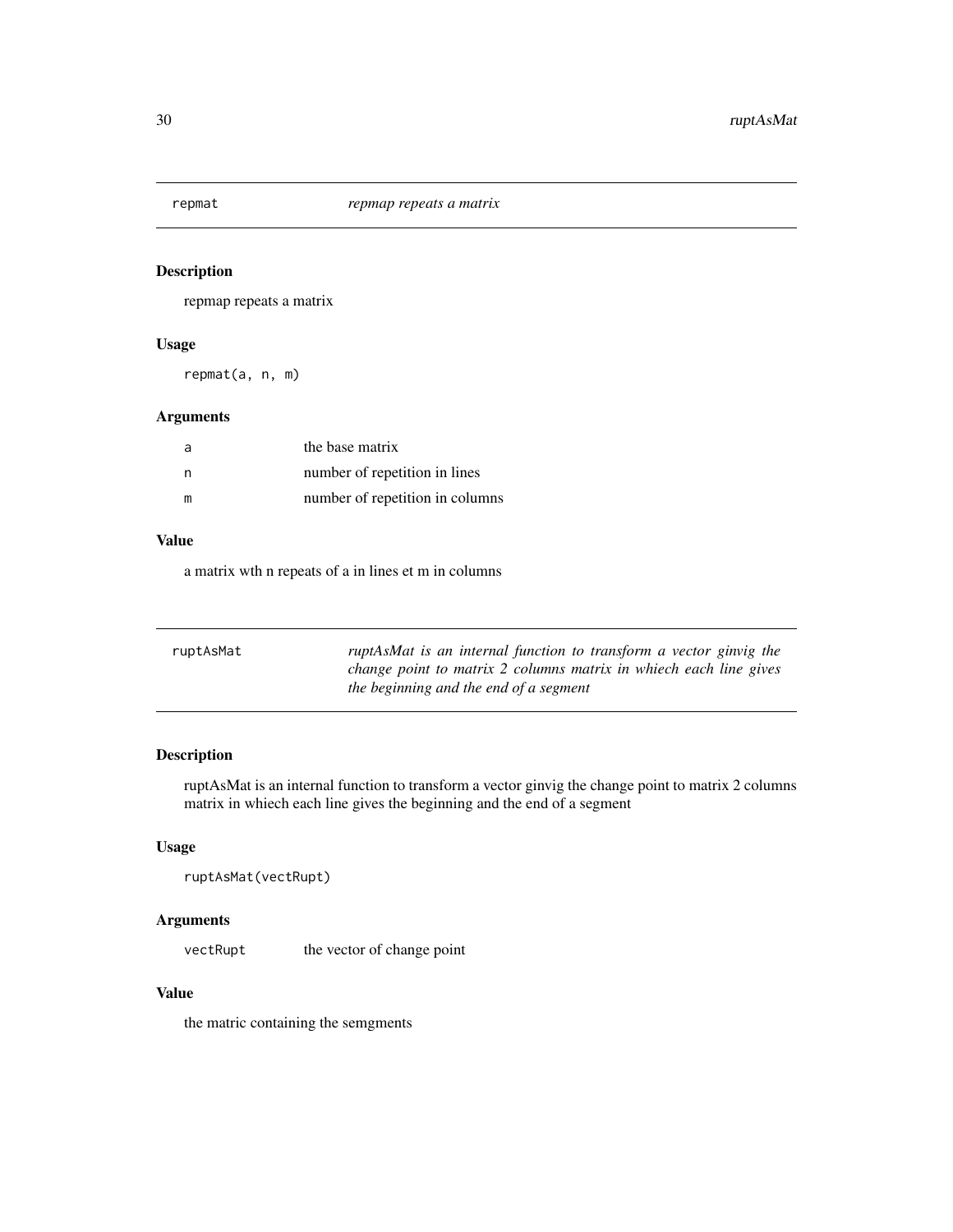## repmat *repmap repeats a matrix*

### Description

repmap repeats a matrix

### Usage

```
repmat(a, n, m)
```

### Arguments

| | |
|---|---|
| a | the base matrix |
| n | number of repetition in lines |
| m | number of repetition in columns |

### Value

a matrix wth n repeats of a in lines et m in columns

## ruptAsMat *ruptAsMat is an internal function to transform a vector ginvig the change point to matrix 2 columns matrix in whiech each line gives the beginning and the end of a segment*

### Description

ruptAsMat is an internal function to transform a vector ginvig the change point to matrix 2 columns matrix in whiech each line gives the beginning and the end of a segment

### Usage

```
ruptAsMat(vectRupt)
```

### Arguments

| | |
|---|---|
| vectRupt | the vector of change point |

### Value

the matric containing the semgments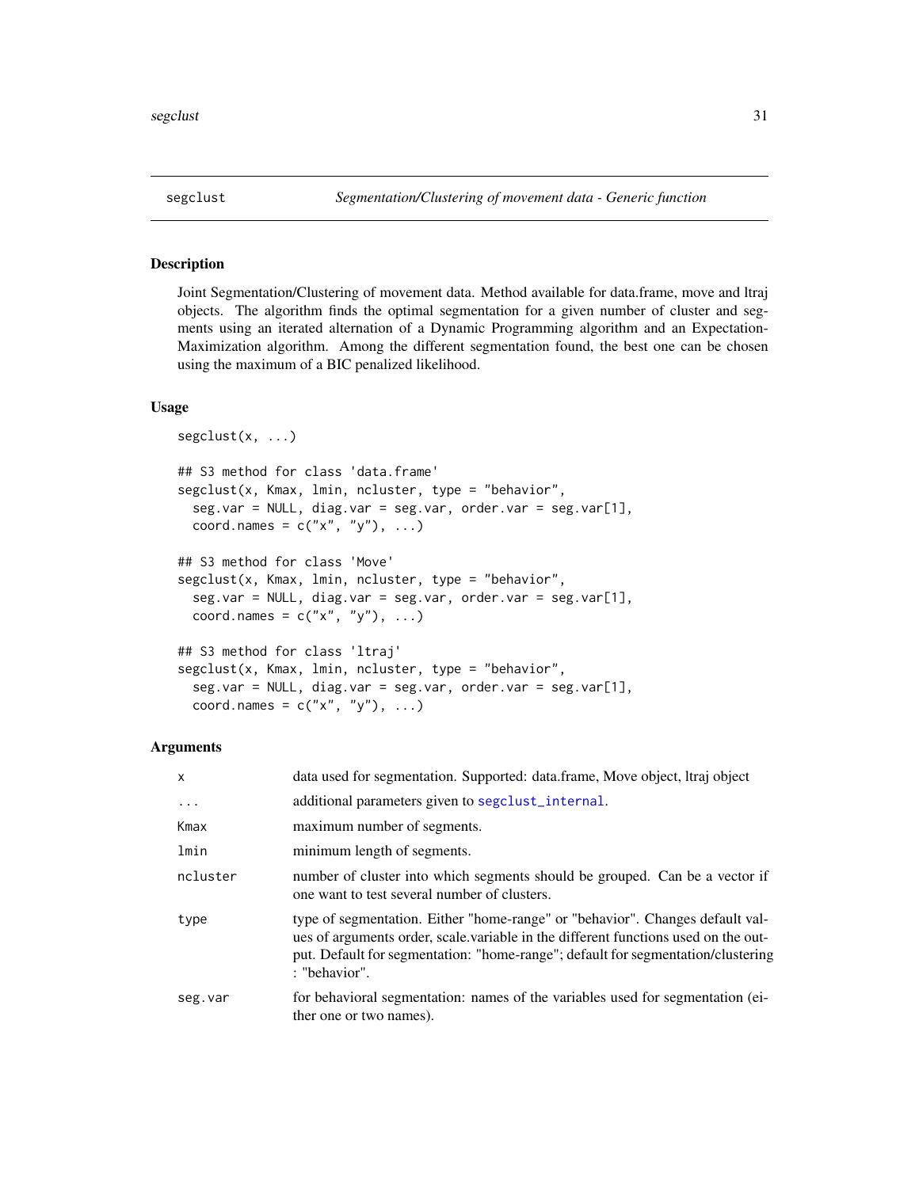# segclust

*Segmentation/Clustering of movement data - Generic function*

## Description

Joint Segmentation/Clustering of movement data. Method available for data.frame, move and ltraj objects. The algorithm finds the optimal segmentation for a given number of cluster and segments using an iterated alternation of a Dynamic Programming algorithm and an Expectation-Maximization algorithm. Among the different segmentation found, the best one can be chosen using the maximum of a BIC penalized likelihood.

## Usage

```
segclust(x, ...)

## S3 method for class 'data.frame'
segclust(x, Kmax, lmin, ncluster, type = "behavior",
  seg.var = NULL, diag.var = seg.var, order.var = seg.var[1],
  coord.names = c("x", "y"), ...)

## S3 method for class 'Move'
segclust(x, Kmax, lmin, ncluster, type = "behavior",
  seg.var = NULL, diag.var = seg.var, order.var = seg.var[1],
  coord.names = c("x", "y"), ...)

## S3 method for class 'ltraj'
segclust(x, Kmax, lmin, ncluster, type = "behavior",
  seg.var = NULL, diag.var = seg.var, order.var = seg.var[1],
  coord.names = c("x", "y"), ...)
```

## Arguments

| | |
|---|---|
| x | data used for segmentation. Supported: data.frame, Move object, ltraj object |
| ... | additional parameters given to segclust_internal. |
| Kmax | maximum number of segments. |
| lmin | minimum length of segments. |
| ncluster | number of cluster into which segments should be grouped. Can be a vector if one want to test several number of clusters. |
| type | type of segmentation. Either "home-range" or "behavior". Changes default values of arguments order, scale.variable in the different functions used on the output. Default for segmentation: "home-range"; default for segmentation/clustering : "behavior". |
| seg.var | for behavioral segmentation: names of the variables used for segmentation (either one or two names). |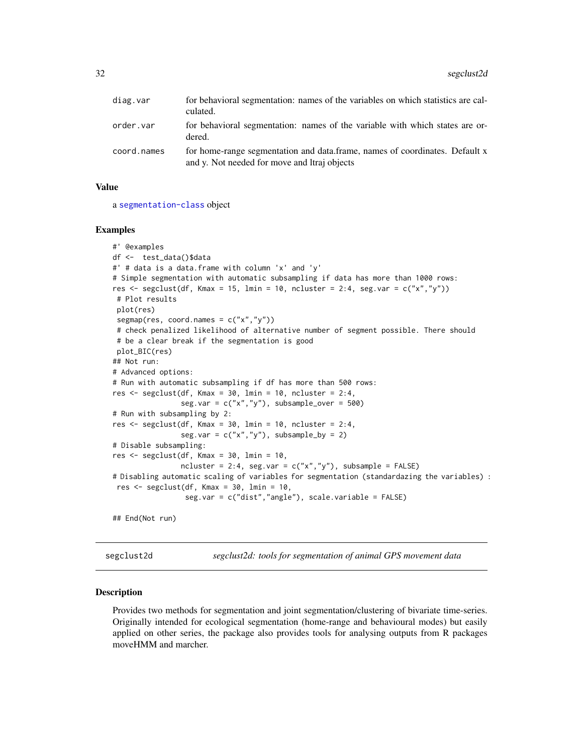| | |
|---|---|
| diag.var | for behavioral segmentation: names of the variables on which statistics are calculated. |
| order.var | for behavioral segmentation: names of the variable with which states are ordered. |
| coord.names | for home-range segmentation and data.frame, names of coordinates. Default x and y. Not needed for move and ltraj objects |

### Value

a segmentation-class object

### Examples

```
#' @examples
df <-  test_data()$data
#' # data is a data.frame with column 'x' and 'y'
# Simple segmentation with automatic subsampling if data has more than 1000 rows:
res <- segclust(df, Kmax = 15, lmin = 10, ncluster = 2:4, seg.var = c("x","y"))
 # Plot results
 plot(res)
 segmap(res, coord.names = c("x","y"))
 # check penalized likelihood of alternative number of segment possible. There should
 # be a clear break if the segmentation is good
 plot_BIC(res)
## Not run:
# Advanced options:
# Run with automatic subsampling if df has more than 500 rows:
res <- segclust(df, Kmax = 30, lmin = 10, ncluster = 2:4,
                seg.var = c("x","y"), subsample_over = 500)
# Run with subsampling by 2:
res <- segclust(df, Kmax = 30, lmin = 10, ncluster = 2:4,
                seg.var = c("x","y"), subsample_by = 2)
# Disable subsampling:
res <- segclust(df, Kmax = 30, lmin = 10,
                ncluster = 2:4, seg.var = c("x","y"), subsample = FALSE)
# Disabling automatic scaling of variables for segmentation (standardazing the variables) :
 res <- segclust(df, Kmax = 30, lmin = 10,
                 seg.var = c("dist","angle"), scale.variable = FALSE)

## End(Not run)
```

---

## segclust2d — *segclust2d: tools for segmentation of animal GPS movement data*

### Description

Provides two methods for segmentation and joint segmentation/clustering of bivariate time-series. Originally intended for ecological segmentation (home-range and behavioural modes) but easily applied on other series, the package also provides tools for analysing outputs from R packages moveHMM and marcher.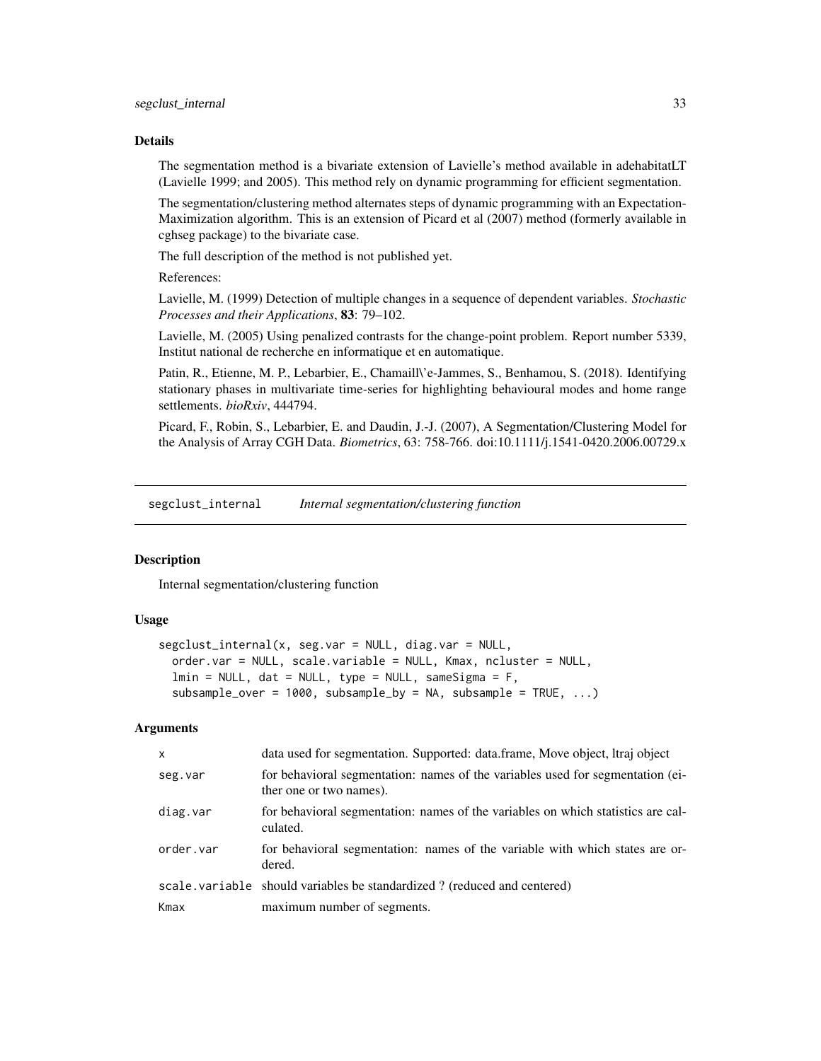### Details

The segmentation method is a bivariate extension of Lavielle's method available in adehabitatLT (Lavielle 1999; and 2005). This method rely on dynamic programming for efficient segmentation.

The segmentation/clustering method alternates steps of dynamic programming with an Expectation-Maximization algorithm. This is an extension of Picard et al (2007) method (formerly available in cghseg package) to the bivariate case.

The full description of the method is not published yet.

References:

Lavielle, M. (1999) Detection of multiple changes in a sequence of dependent variables. *Stochastic Processes and their Applications*, **83**: 79–102.

Lavielle, M. (2005) Using penalized contrasts for the change-point problem. Report number 5339, Institut national de recherche en informatique et en automatique.

Patin, R., Etienne, M. P., Lebarbier, E., Chamaill\'e-Jammes, S., Benhamou, S. (2018). Identifying stationary phases in multivariate time-series for highlighting behavioural modes and home range settlements. *bioRxiv*, 444794.

Picard, F., Robin, S., Lebarbier, E. and Daudin, J.-J. (2007), A Segmentation/Clustering Model for the Analysis of Array CGH Data. *Biometrics*, 63: 758-766. doi:10.1111/j.1541-0420.2006.00729.x

---

## segclust_internal — *Internal segmentation/clustering function*

### Description

Internal segmentation/clustering function

### Usage

```
segclust_internal(x, seg.var = NULL, diag.var = NULL,
  order.var = NULL, scale.variable = NULL, Kmax, ncluster = NULL,
  lmin = NULL, dat = NULL, type = NULL, sameSigma = F,
  subsample_over = 1000, subsample_by = NA, subsample = TRUE, ...)
```

### Arguments

| | |
|---|---|
| x | data used for segmentation. Supported: data.frame, Move object, ltraj object |
| seg.var | for behavioral segmentation: names of the variables used for segmentation (either one or two names). |
| diag.var | for behavioral segmentation: names of the variables on which statistics are calculated. |
| order.var | for behavioral segmentation: names of the variable with which states are ordered. |
| scale.variable | should variables be standardized ? (reduced and centered) |
| Kmax | maximum number of segments. |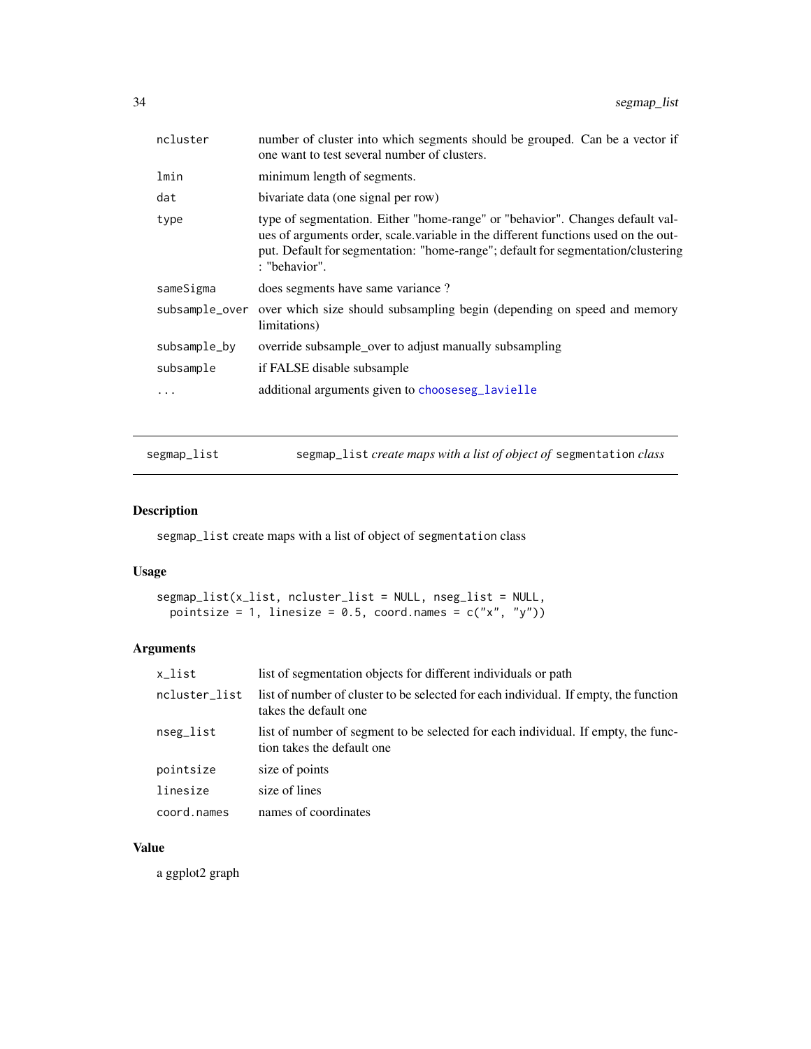| | |
|---|---|
| ncluster | number of cluster into which segments should be grouped. Can be a vector if one want to test several number of clusters. |
| lmin | minimum length of segments. |
| dat | bivariate data (one signal per row) |
| type | type of segmentation. Either "home-range" or "behavior". Changes default values of arguments order, scale.variable in the different functions used on the output. Default for segmentation: "home-range"; default for segmentation/clustering : "behavior". |
| sameSigma | does segments have same variance ? |
| subsample_over | over which size should subsampling begin (depending on speed and memory limitations) |
| subsample_by | override subsample_over to adjust manually subsampling |
| subsample | if FALSE disable subsample |
| ... | additional arguments given to chooseseg_lavielle |

## segmap_list — segmap_list *create maps with a list of object of* segmentation *class*

### Description

segmap_list create maps with a list of object of segmentation class

### Usage

```
segmap_list(x_list, ncluster_list = NULL, nseg_list = NULL,
  pointsize = 1, linesize = 0.5, coord.names = c("x", "y"))
```

### Arguments

| | |
|---|---|
| x_list | list of segmentation objects for different individuals or path |
| ncluster_list | list of number of cluster to be selected for each individual. If empty, the function takes the default one |
| nseg_list | list of number of segment to be selected for each individual. If empty, the function takes the default one |
| pointsize | size of points |
| linesize | size of lines |
| coord.names | names of coordinates |

### Value

a ggplot2 graph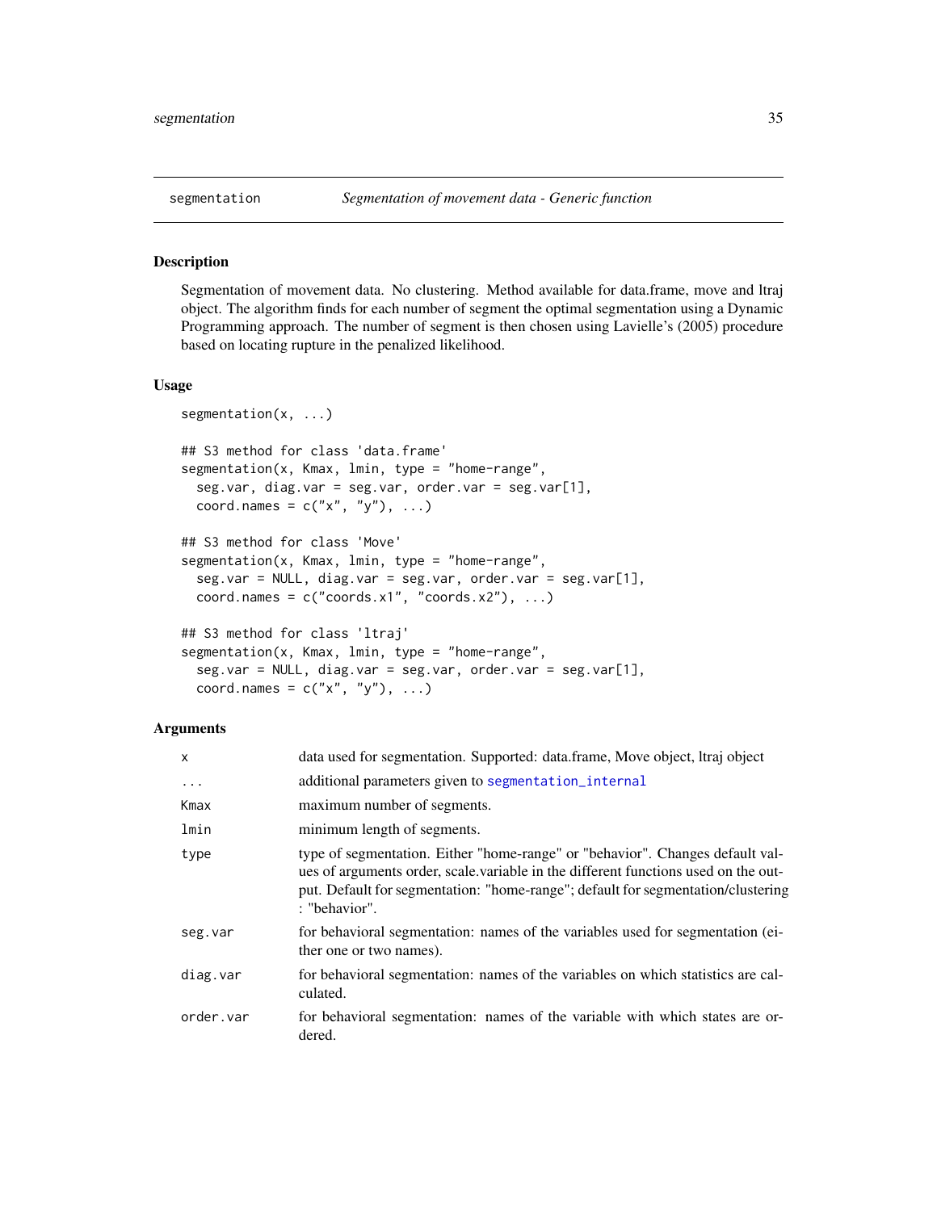segmentation — *Segmentation of movement data - Generic function*

## Description

Segmentation of movement data. No clustering. Method available for data.frame, move and ltraj object. The algorithm finds for each number of segment the optimal segmentation using a Dynamic Programming approach. The number of segment is then chosen using Lavielle's (2005) procedure based on locating rupture in the penalized likelihood.

## Usage

```
segmentation(x, ...)

## S3 method for class 'data.frame'
segmentation(x, Kmax, lmin, type = "home-range",
  seg.var, diag.var = seg.var, order.var = seg.var[1],
  coord.names = c("x", "y"), ...)

## S3 method for class 'Move'
segmentation(x, Kmax, lmin, type = "home-range",
  seg.var = NULL, diag.var = seg.var, order.var = seg.var[1],
  coord.names = c("coords.x1", "coords.x2"), ...)

## S3 method for class 'ltraj'
segmentation(x, Kmax, lmin, type = "home-range",
  seg.var = NULL, diag.var = seg.var, order.var = seg.var[1],
  coord.names = c("x", "y"), ...)
```

## Arguments

| | |
|---|---|
| `x` | data used for segmentation. Supported: data.frame, Move object, ltraj object |
| `...` | additional parameters given to `segmentation_internal` |
| `Kmax` | maximum number of segments. |
| `lmin` | minimum length of segments. |
| `type` | type of segmentation. Either "home-range" or "behavior". Changes default values of arguments order, scale.variable in the different functions used on the output. Default for segmentation: "home-range"; default for segmentation/clustering : "behavior". |
| `seg.var` | for behavioral segmentation: names of the variables used for segmentation (either one or two names). |
| `diag.var` | for behavioral segmentation: names of the variables on which statistics are calculated. |
| `order.var` | for behavioral segmentation: names of the variable with which states are ordered. |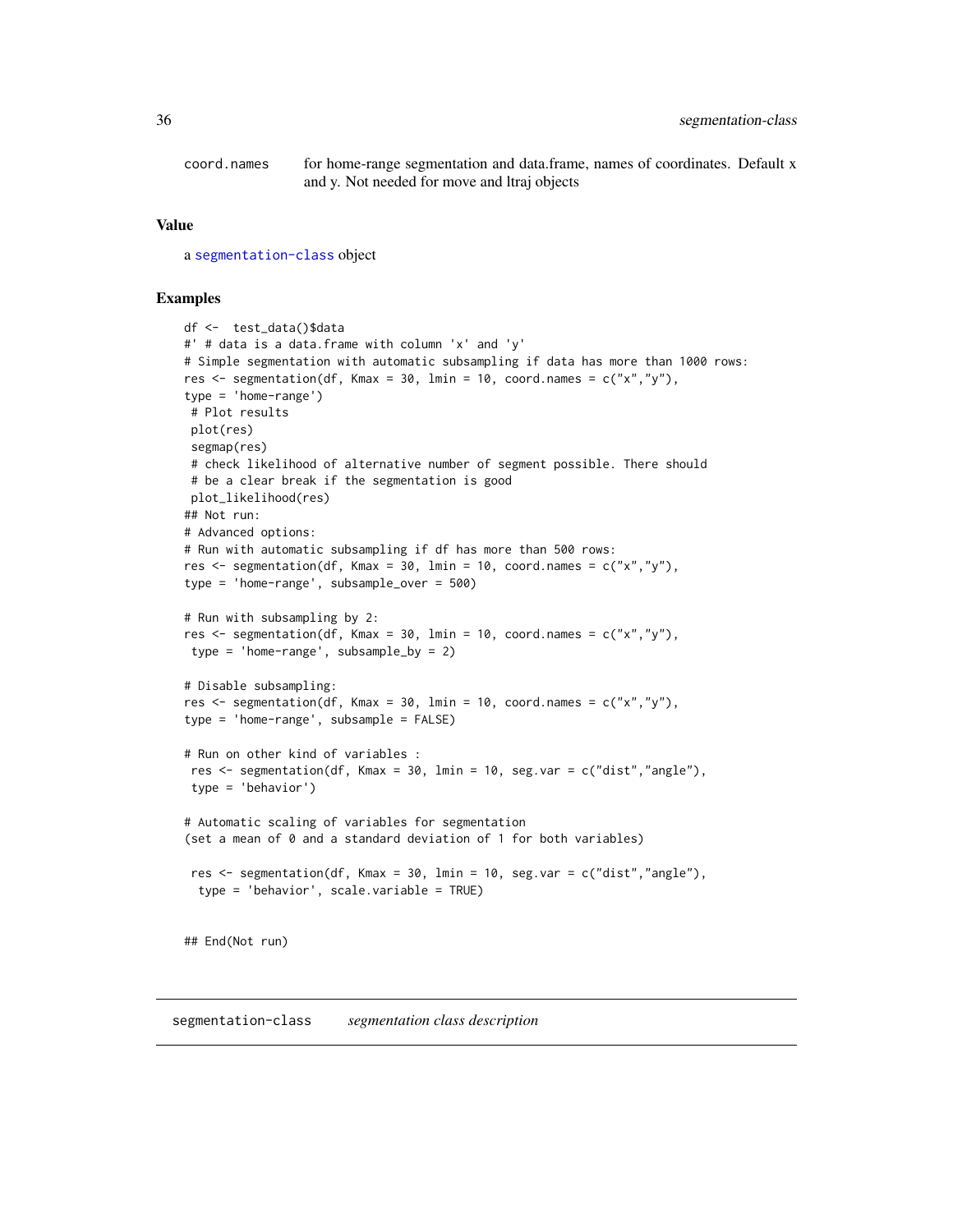| | |
|---|---|
| coord.names | for home-range segmentation and data.frame, names of coordinates. Default x and y. Not needed for move and ltraj objects |

## Value

a segmentation-class object

## Examples

```
df <-  test_data()$data
#' # data is a data.frame with column 'x' and 'y'
# Simple segmentation with automatic subsampling if data has more than 1000 rows:
res <- segmentation(df, Kmax = 30, lmin = 10, coord.names = c("x","y"),
type = 'home-range')
 # Plot results
 plot(res)
 segmap(res)
 # check likelihood of alternative number of segment possible. There should
 # be a clear break if the segmentation is good
 plot_likelihood(res)
## Not run:
# Advanced options:
# Run with automatic subsampling if df has more than 500 rows:
res <- segmentation(df, Kmax = 30, lmin = 10, coord.names = c("x","y"),
type = 'home-range', subsample_over = 500)

# Run with subsampling by 2:
res <- segmentation(df, Kmax = 30, lmin = 10, coord.names = c("x","y"),
 type = 'home-range', subsample_by = 2)

# Disable subsampling:
res <- segmentation(df, Kmax = 30, lmin = 10, coord.names = c("x","y"),
type = 'home-range', subsample = FALSE)

# Run on other kind of variables :
 res <- segmentation(df, Kmax = 30, lmin = 10, seg.var = c("dist","angle"),
 type = 'behavior')

# Automatic scaling of variables for segmentation
(set a mean of 0 and a standard deviation of 1 for both variables)

 res <- segmentation(df, Kmax = 30, lmin = 10, seg.var = c("dist","angle"),
  type = 'behavior', scale.variable = TRUE)


## End(Not run)
```

---

# segmentation-class    *segmentation class description*

---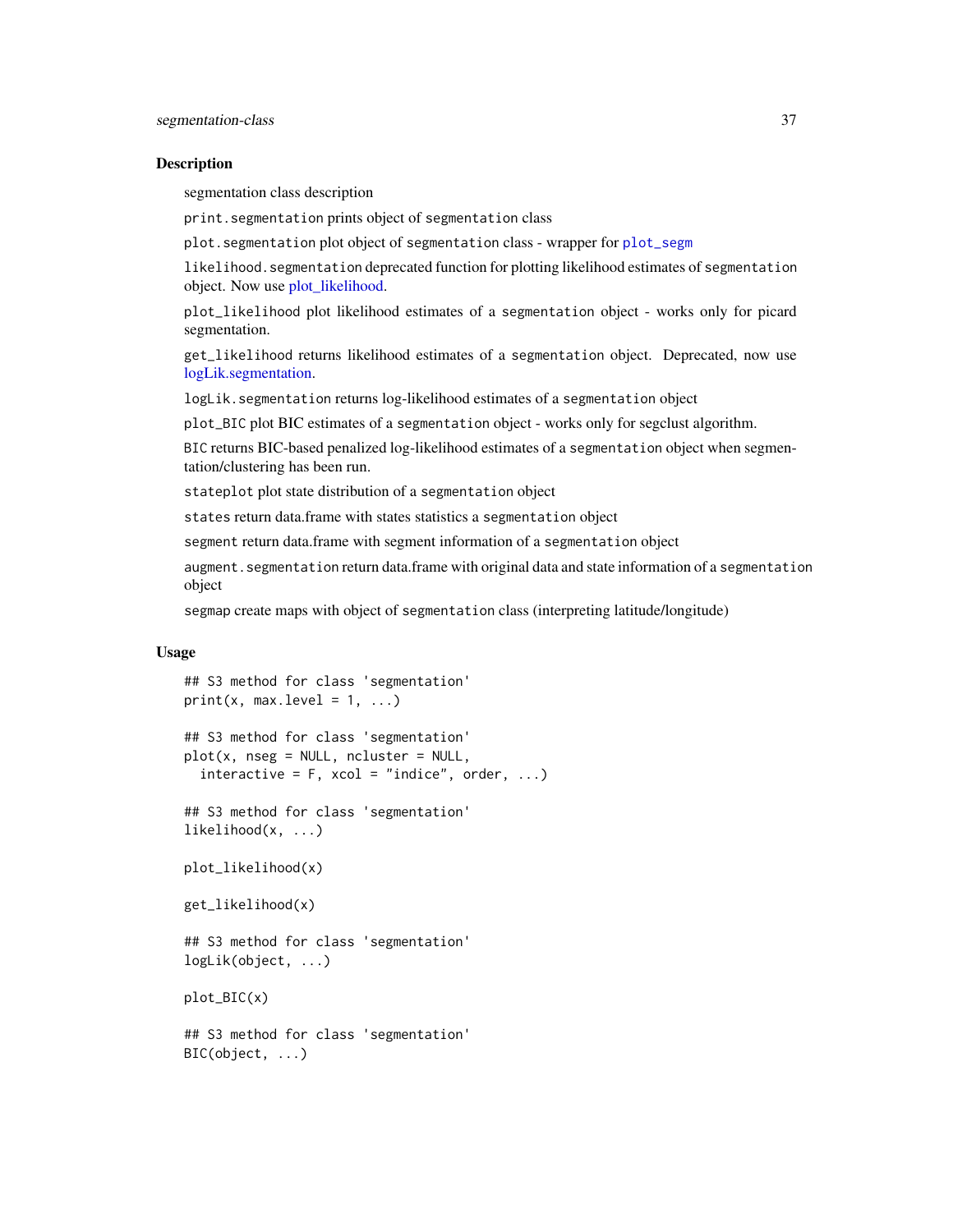## Description

segmentation class description

`print.segmentation` prints object of `segmentation` class

`plot.segmentation` plot object of `segmentation` class - wrapper for `plot_segm`

`likelihood.segmentation` deprecated function for plotting likelihood estimates of `segmentation` object. Now use plot_likelihood.

`plot_likelihood` plot likelihood estimates of a `segmentation` object - works only for picard segmentation.

`get_likelihood` returns likelihood estimates of a `segmentation` object. Deprecated, now use logLik.segmentation.

`logLik.segmentation` returns log-likelihood estimates of a `segmentation` object

`plot_BIC` plot BIC estimates of a `segmentation` object - works only for segclust algorithm.

`BIC` returns BIC-based penalized log-likelihood estimates of a `segmentation` object when segmentation/clustering has been run.

`stateplot` plot state distribution of a `segmentation` object

`states` return data.frame with states statistics a `segmentation` object

`segment` return data.frame with segment information of a `segmentation` object

`augment.segmentation` return data.frame with original data and state information of a `segmentation` object

`segmap` create maps with object of `segmentation` class (interpreting latitude/longitude)

## Usage

```
## S3 method for class 'segmentation'
print(x, max.level = 1, ...)

## S3 method for class 'segmentation'
plot(x, nseg = NULL, ncluster = NULL,
  interactive = F, xcol = "indice", order, ...)

## S3 method for class 'segmentation'
likelihood(x, ...)

plot_likelihood(x)

get_likelihood(x)

## S3 method for class 'segmentation'
logLik(object, ...)

plot_BIC(x)

## S3 method for class 'segmentation'
BIC(object, ...)
```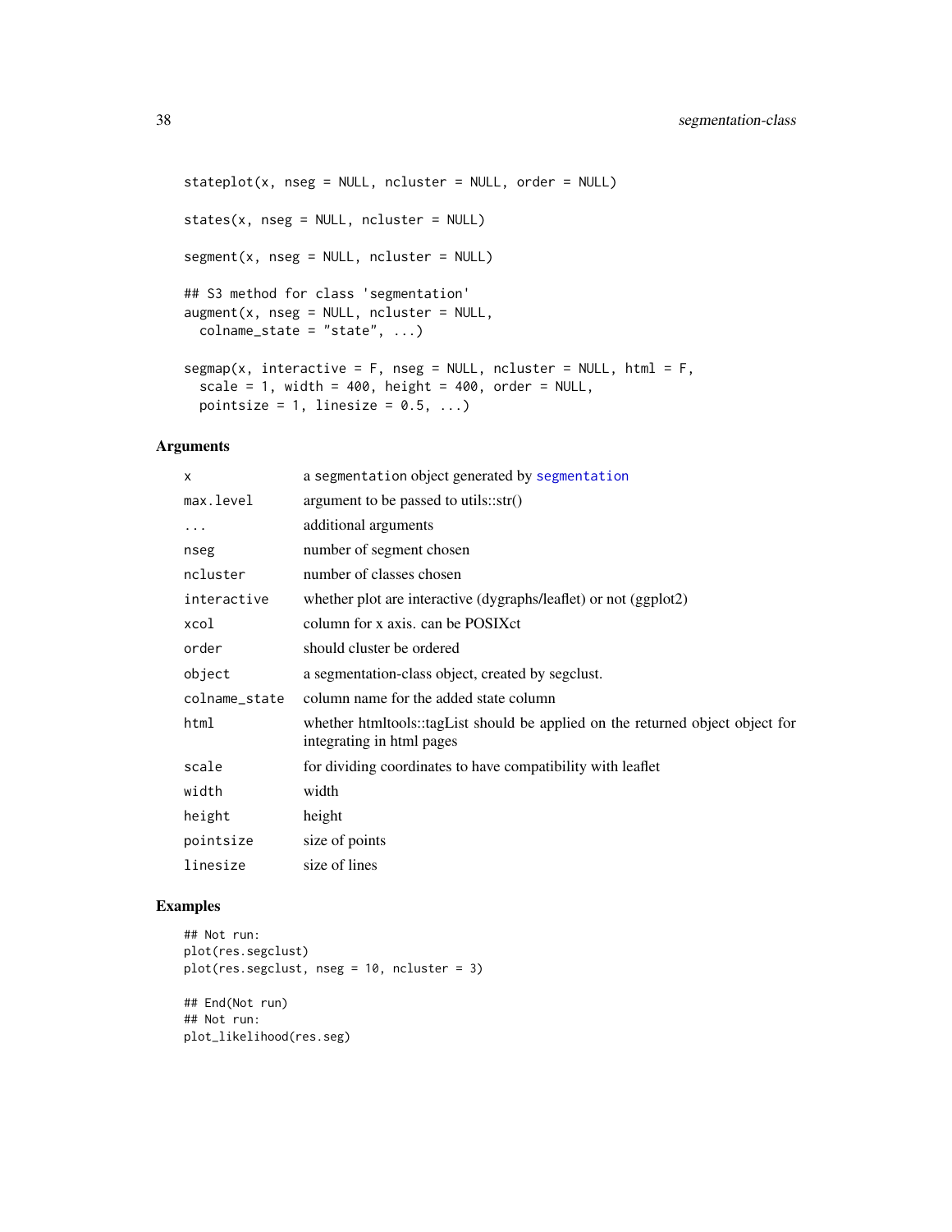```
stateplot(x, nseg = NULL, ncluster = NULL, order = NULL)

states(x, nseg = NULL, ncluster = NULL)

segment(x, nseg = NULL, ncluster = NULL)

## S3 method for class 'segmentation'
augment(x, nseg = NULL, ncluster = NULL,
  colname_state = "state", ...)

segmap(x, interactive = F, nseg = NULL, ncluster = NULL, html = F,
  scale = 1, width = 400, height = 400, order = NULL,
  pointsize = 1, linesize = 0.5, ...)
```

## Arguments

| | |
|---|---|
| `x` | a `segmentation` object generated by `segmentation` |
| `max.level` | argument to be passed to utils::str() |
| `...` | additional arguments |
| `nseg` | number of segment chosen |
| `ncluster` | number of classes chosen |
| `interactive` | whether plot are interactive (dygraphs/leaflet) or not (ggplot2) |
| `xcol` | column for x axis. can be POSIXct |
| `order` | should cluster be ordered |
| `object` | a segmentation-class object, created by segclust. |
| `colname_state` | column name for the added state column |
| `html` | whether htmltools::tagList should be applied on the returned object object for integrating in html pages |
| `scale` | for dividing coordinates to have compatibility with leaflet |
| `width` | width |
| `height` | height |
| `pointsize` | size of points |
| `linesize` | size of lines |

## Examples

```
## Not run:
plot(res.segclust)
plot(res.segclust, nseg = 10, ncluster = 3)

## End(Not run)
## Not run:
plot_likelihood(res.seg)
```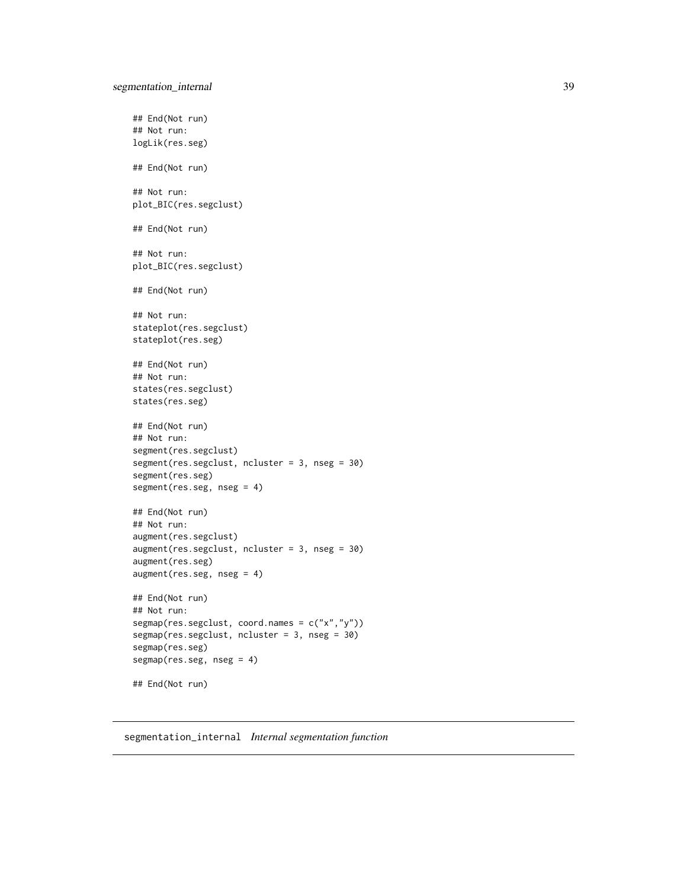```
## End(Not run)
## Not run:
logLik(res.seg)

## End(Not run)

## Not run:
plot_BIC(res.segclust)

## End(Not run)

## Not run:
plot_BIC(res.segclust)

## End(Not run)

## Not run:
stateplot(res.segclust)
stateplot(res.seg)

## End(Not run)
## Not run:
states(res.segclust)
states(res.seg)

## End(Not run)
## Not run:
segment(res.segclust)
segment(res.segclust, ncluster = 3, nseg = 30)
segment(res.seg)
segment(res.seg, nseg = 4)

## End(Not run)
## Not run:
augment(res.segclust)
augment(res.segclust, ncluster = 3, nseg = 30)
augment(res.seg)
augment(res.seg, nseg = 4)

## End(Not run)
## Not run:
segmap(res.segclust, coord.names = c("x","y"))
segmap(res.segclust, ncluster = 3, nseg = 30)
segmap(res.seg)
segmap(res.seg, nseg = 4)

## End(Not run)
```

## segmentation_internal *Internal segmentation function*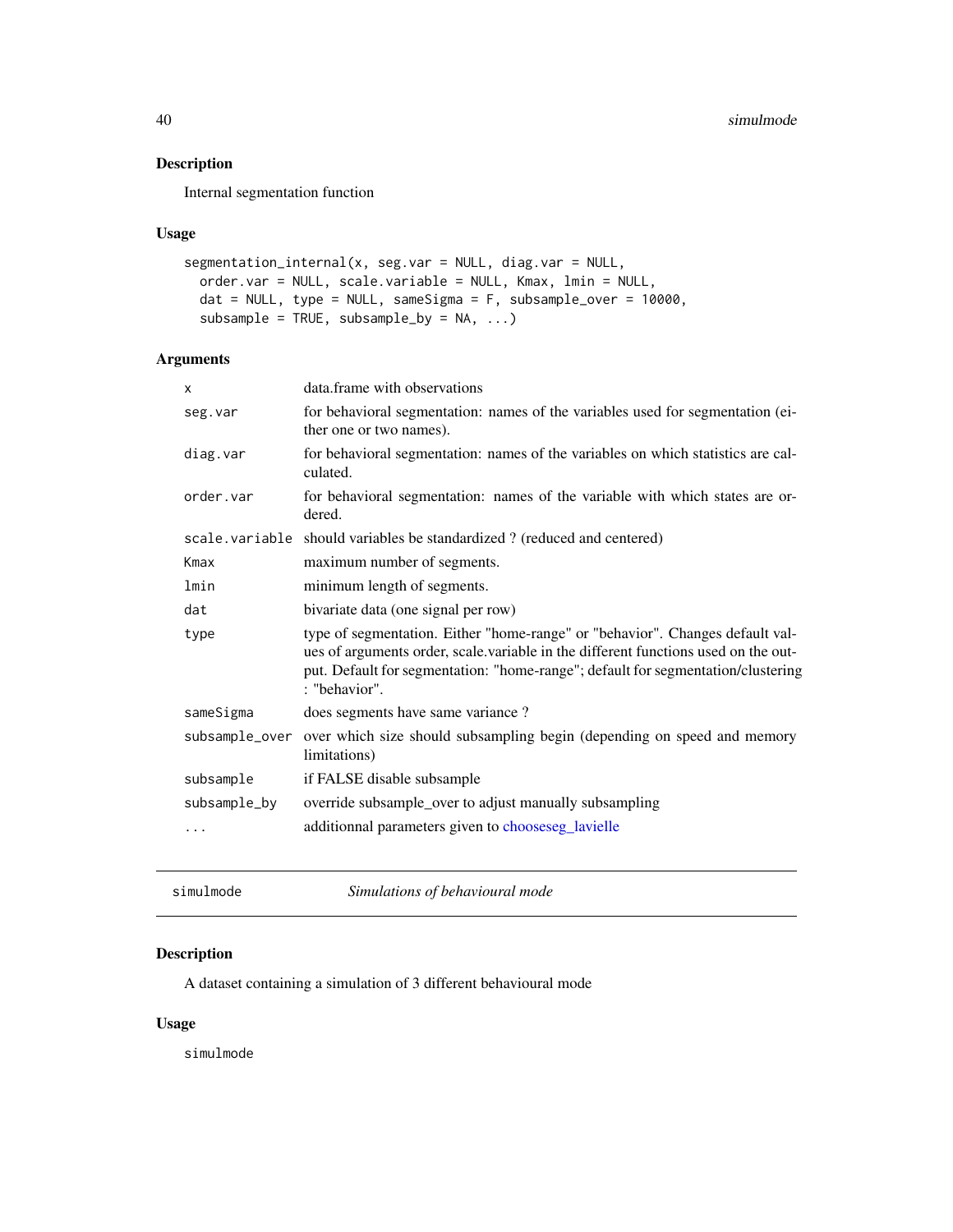## Description

Internal segmentation function

## Usage

```
segmentation_internal(x, seg.var = NULL, diag.var = NULL,
  order.var = NULL, scale.variable = NULL, Kmax, lmin = NULL,
  dat = NULL, type = NULL, sameSigma = F, subsample_over = 10000,
  subsample = TRUE, subsample_by = NA, ...)
```

## Arguments

| | |
|---|---|
| x | data.frame with observations |
| seg.var | for behavioral segmentation: names of the variables used for segmentation (either one or two names). |
| diag.var | for behavioral segmentation: names of the variables on which statistics are calculated. |
| order.var | for behavioral segmentation: names of the variable with which states are ordered. |
| scale.variable | should variables be standardized ? (reduced and centered) |
| Kmax | maximum number of segments. |
| lmin | minimum length of segments. |
| dat | bivariate data (one signal per row) |
| type | type of segmentation. Either "home-range" or "behavior". Changes default values of arguments order, scale.variable in the different functions used on the output. Default for segmentation: "home-range"; default for segmentation/clustering : "behavior". |
| sameSigma | does segments have same variance ? |
| subsample_over | over which size should subsampling begin (depending on speed and memory limitations) |
| subsample | if FALSE disable subsample |
| subsample_by | override subsample_over to adjust manually subsampling |
| ... | additionnal parameters given to chooseseg_lavielle |

---

# simulmode — *Simulations of behavioural mode*

## Description

A dataset containing a simulation of 3 different behavioural mode

## Usage

```
simulmode
```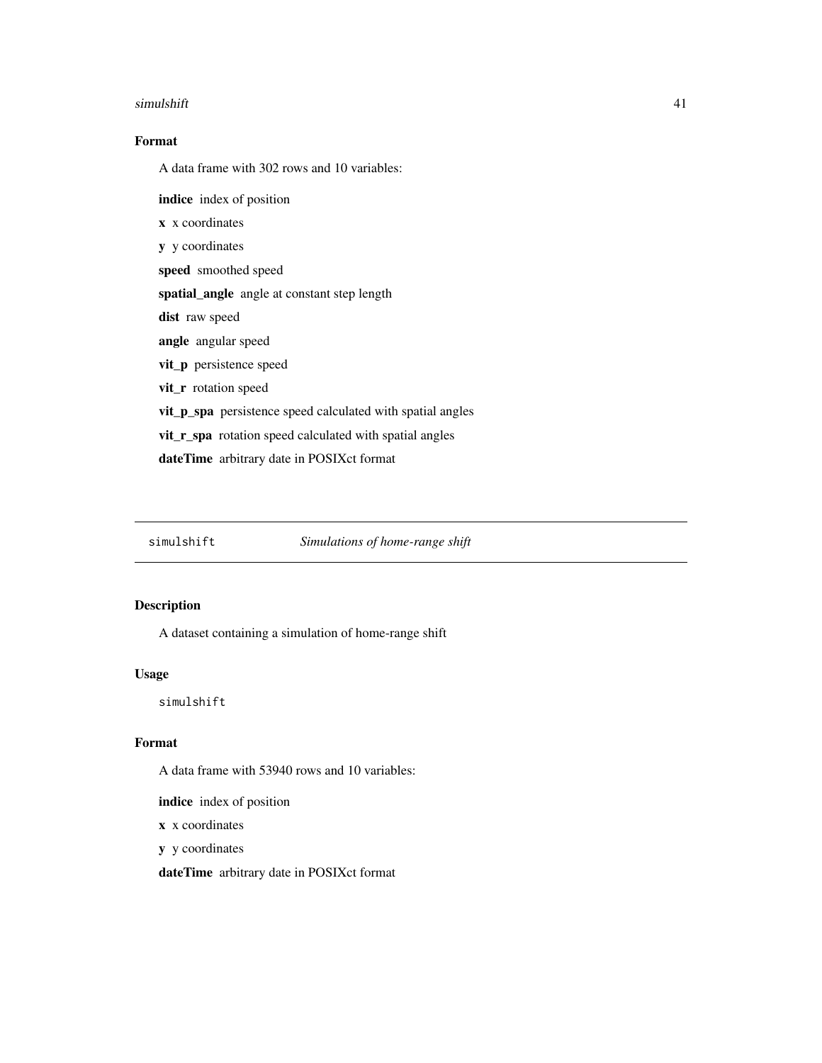### Format

A data frame with 302 rows and 10 variables:

**indice** index of position

**x** x coordinates

**y** y coordinates

**speed** smoothed speed

**spatial_angle** angle at constant step length

**dist** raw speed

**angle** angular speed

**vit_p** persistence speed

**vit_r** rotation speed

**vit_p_spa** persistence speed calculated with spatial angles

**vit_r_spa** rotation speed calculated with spatial angles

**dateTime** arbitrary date in POSIXct format

---

## simulshift — *Simulations of home-range shift*

### Description

A dataset containing a simulation of home-range shift

### Usage

```
simulshift
```

### Format

A data frame with 53940 rows and 10 variables:

**indice** index of position

**x** x coordinates

**y** y coordinates

**dateTime** arbitrary date in POSIXct format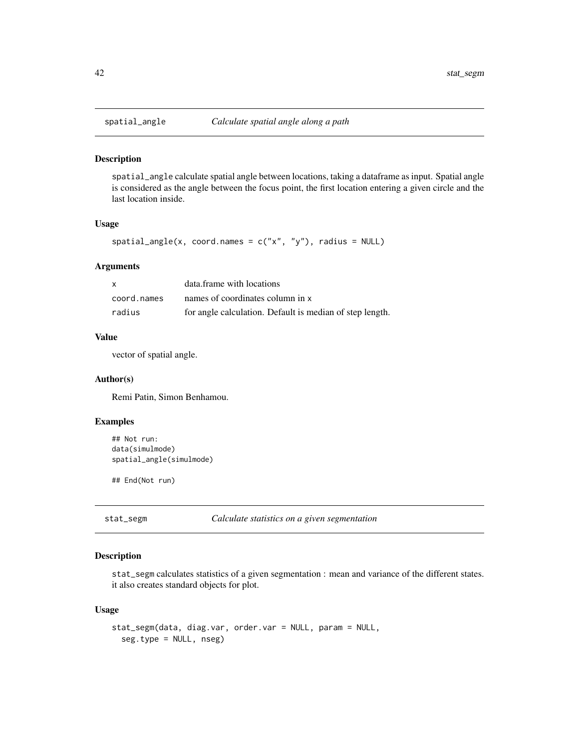## spatial_angle — *Calculate spatial angle along a path*

### Description

spatial_angle calculate spatial angle between locations, taking a dataframe as input. Spatial angle is considered as the angle between the focus point, the first location entering a given circle and the last location inside.

### Usage

```
spatial_angle(x, coord.names = c("x", "y"), radius = NULL)
```

### Arguments

| | |
|---|---|
| x | data.frame with locations |
| coord.names | names of coordinates column in x |
| radius | for angle calculation. Default is median of step length. |

### Value

vector of spatial angle.

### Author(s)

Remi Patin, Simon Benhamou.

### Examples

```
## Not run:
data(simulmode)
spatial_angle(simulmode)

## End(Not run)
```

## stat_segm — *Calculate statistics on a given segmentation*

### Description

stat_segm calculates statistics of a given segmentation : mean and variance of the different states. it also creates standard objects for plot.

### Usage

```
stat_segm(data, diag.var, order.var = NULL, param = NULL,
  seg.type = NULL, nseg)
```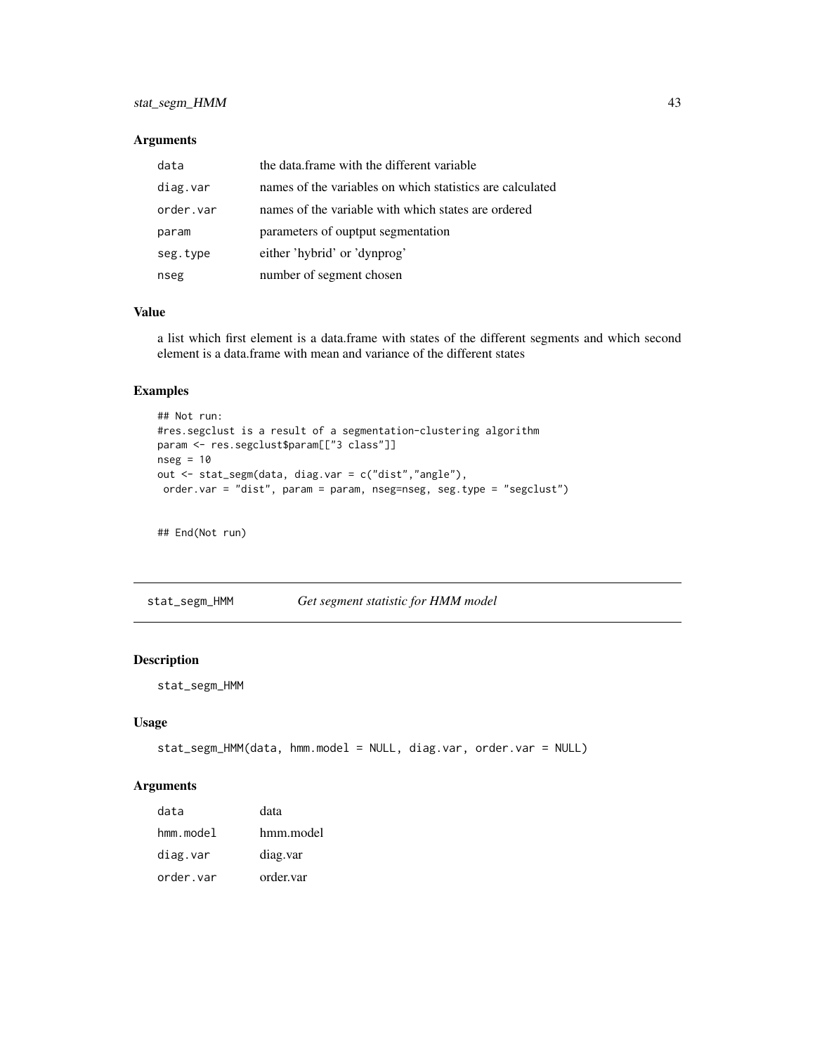### Arguments

| | |
|---|---|
| data | the data.frame with the different variable |
| diag.var | names of the variables on which statistics are calculated |
| order.var | names of the variable with which states are ordered |
| param | parameters of ouptput segmentation |
| seg.type | either 'hybrid' or 'dynprog' |
| nseg | number of segment chosen |

### Value

a list which first element is a data.frame with states of the different segments and which second element is a data.frame with mean and variance of the different states

### Examples

```
## Not run:
#res.segclust is a result of a segmentation-clustering algorithm
param <- res.segclust$param[["3 class"]]
nseg = 10
out <- stat_segm(data, diag.var = c("dist","angle"),
 order.var = "dist", param = param, nseg=nseg, seg.type = "segclust")


## End(Not run)
```

---

## stat_segm_HMM — *Get segment statistic for HMM model*

### Description

stat_segm_HMM

### Usage

```
stat_segm_HMM(data, hmm.model = NULL, diag.var, order.var = NULL)
```

### Arguments

| | |
|---|---|
| data | data |
| hmm.model | hmm.model |
| diag.var | diag.var |
| order.var | order.var |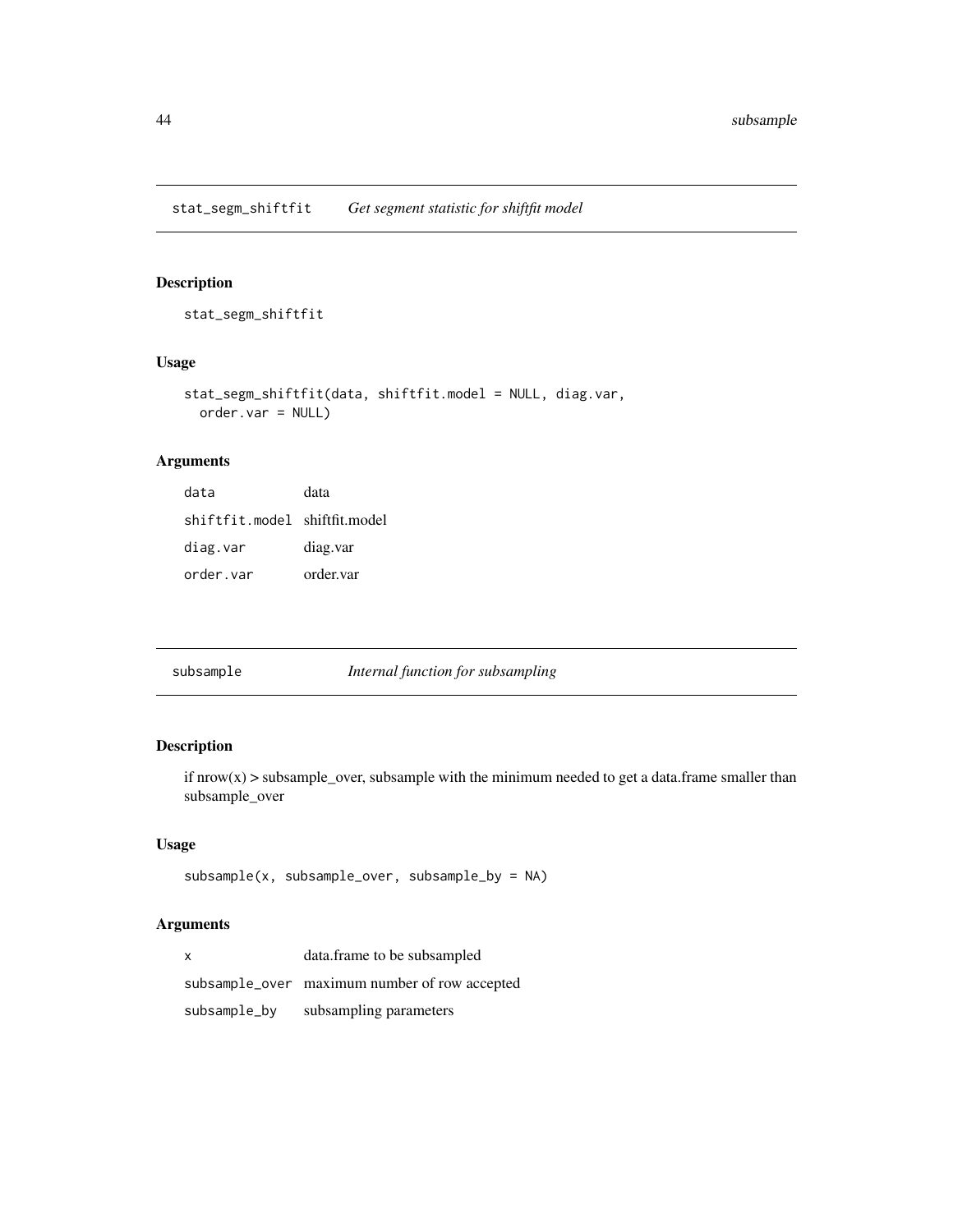## stat_segm_shiftfit *Get segment statistic for shiftfit model*

### Description

stat_segm_shiftfit

### Usage

```
stat_segm_shiftfit(data, shiftfit.model = NULL, diag.var,
  order.var = NULL)
```

### Arguments

| | |
|---|---|
| data | data |
| shiftfit.model | shiftfit.model |
| diag.var | diag.var |
| order.var | order.var |

## subsample *Internal function for subsampling*

### Description

if nrow(x) > subsample_over, subsample with the minimum needed to get a data.frame smaller than subsample_over

### Usage

```
subsample(x, subsample_over, subsample_by = NA)
```

### Arguments

| | |
|---|---|
| x | data.frame to be subsampled |
| subsample_over | maximum number of row accepted |
| subsample_by | subsampling parameters |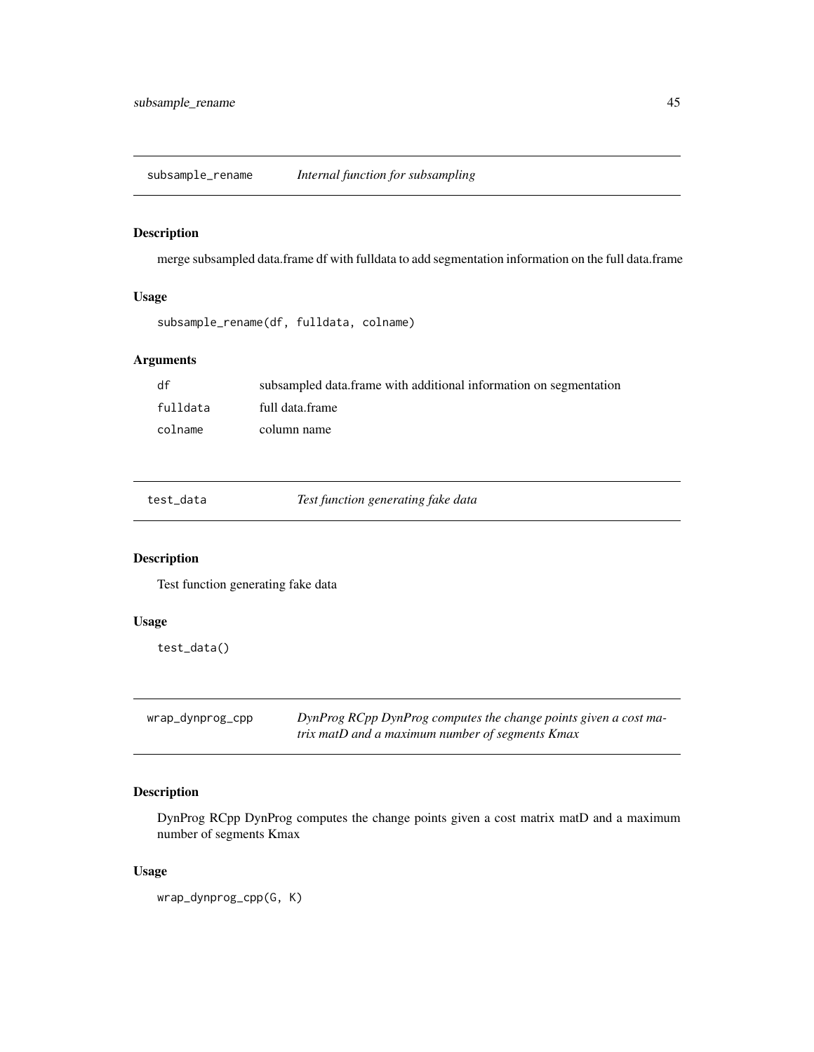## subsample_rename *Internal function for subsampling*

### Description

merge subsampled data.frame df with fulldata to add segmentation information on the full data.frame

### Usage

```
subsample_rename(df, fulldata, colname)
```

### Arguments

| | |
|---|---|
| `df` | subsampled data.frame with additional information on segmentation |
| `fulldata` | full data.frame |
| `colname` | column name |

## test_data *Test function generating fake data*

### Description

Test function generating fake data

### Usage

```
test_data()
```

## wrap_dynprog_cpp *DynProg RCpp DynProg computes the change points given a cost matrix matD and a maximum number of segments Kmax*

### Description

DynProg RCpp DynProg computes the change points given a cost matrix matD and a maximum number of segments Kmax

### Usage

```
wrap_dynprog_cpp(G, K)
```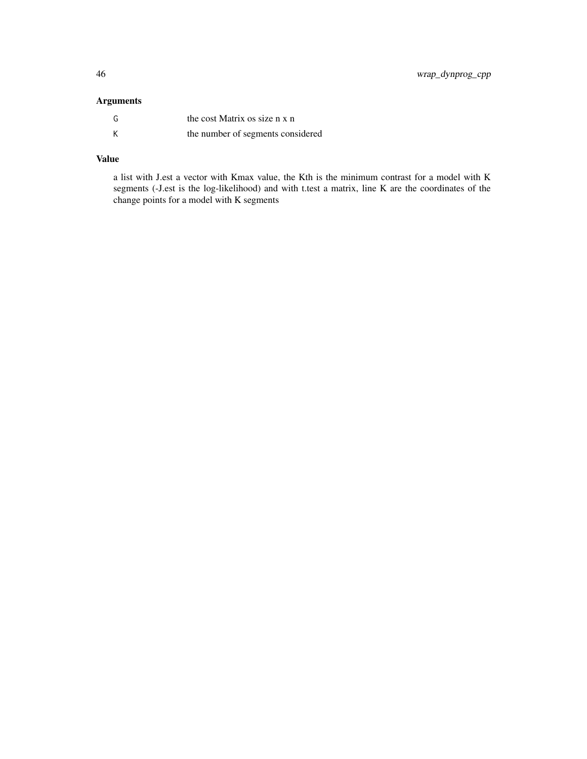### Arguments

| | |
|---|---|
| `G` | the cost Matrix os size n x n |
| `K` | the number of segments considered |

### Value

a list with J.est a vector with Kmax value, the Kth is the minimum contrast for a model with K segments (-J.est is the log-likelihood) and with t.test a matrix, line K are the coordinates of the change points for a model with K segments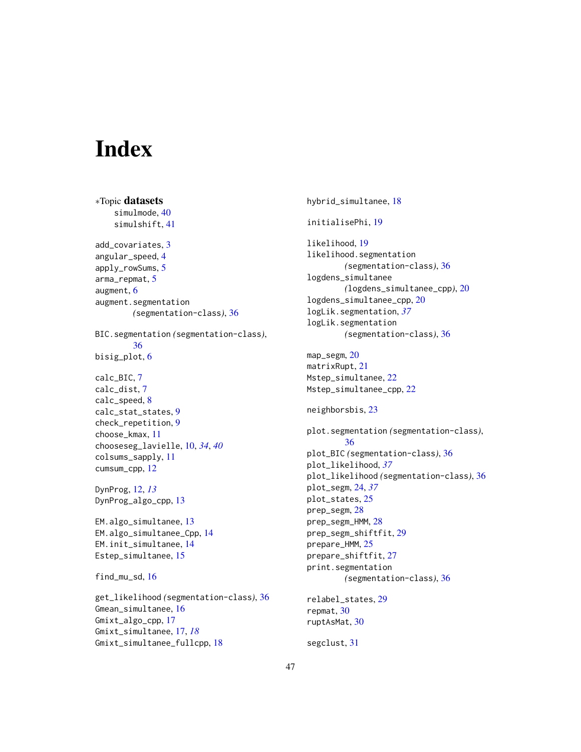# Index

∗Topic **datasets**

simulmode, 40
simulshift, 41

add_covariates, 3
angular_speed, 4
apply_rowSums, 5
arma_repmat, 5
augment, 6
augment.segmentation *(*segmentation-class*)*, 36

BIC.segmentation *(*segmentation-class*)*, 36
bisig_plot, 6

calc_BIC, 7
calc_dist, 7
calc_speed, 8
calc_stat_states, 9
check_repetition, 9
choose_kmax, 11
chooseseg_lavielle, 10, *34*, *40*
colsums_sapply, 11
cumsum_cpp, 12

DynProg, 12, *13*
DynProg_algo_cpp, 13

EM.algo_simultanee, 13
EM.algo_simultanee_Cpp, 14
EM.init_simultanee, 14
Estep_simultanee, 15

find_mu_sd, 16

get_likelihood *(*segmentation-class*)*, 36
Gmean_simultanee, 16
Gmixt_algo_cpp, 17
Gmixt_simultanee, 17, *18*
Gmixt_simultanee_fullcpp, 18

hybrid_simultanee, 18

initialisePhi, 19

likelihood, 19
likelihood.segmentation *(*segmentation-class*)*, 36
logdens_simultanee *(*logdens_simultanee_cpp*)*, 20
logdens_simultanee_cpp, 20
logLik.segmentation, *37*
logLik.segmentation *(*segmentation-class*)*, 36

map_segm, 20
matrixRupt, 21
Mstep_simultanee, 22
Mstep_simultanee_cpp, 22

neighborsbis, 23

plot.segmentation *(*segmentation-class*)*, 36
plot_BIC *(*segmentation-class*)*, 36
plot_likelihood, *37*
plot_likelihood *(*segmentation-class*)*, 36
plot_segm, 24, *37*
plot_states, 25
prep_segm, 28
prep_segm_HMM, 28
prep_segm_shiftfit, 29
prepare_HMM, 25
prepare_shiftfit, 27
print.segmentation *(*segmentation-class*)*, 36

relabel_states, 29
repmat, 30
ruptAsMat, 30

segclust, 31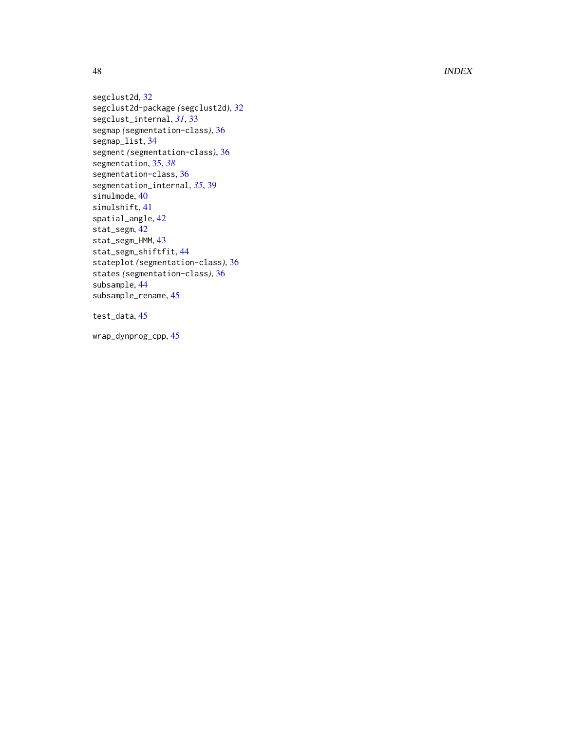segclust2d, 32
segclust2d-package *(*segclust2d*)*, 32
segclust_internal, *31*, 33
segmap *(*segmentation-class*)*, 36
segmap_list, 34
segment *(*segmentation-class*)*, 36
segmentation, 35, *38*
segmentation-class, 36
segmentation_internal, *35*, 39
simulmode, 40
simulshift, 41
spatial_angle, 42
stat_segm, 42
stat_segm_HMM, 43
stat_segm_shiftfit, 44
stateplot *(*segmentation-class*)*, 36
states *(*segmentation-class*)*, 36
subsample, 44
subsample_rename, 45

test_data, 45

wrap_dynprog_cpp, 45